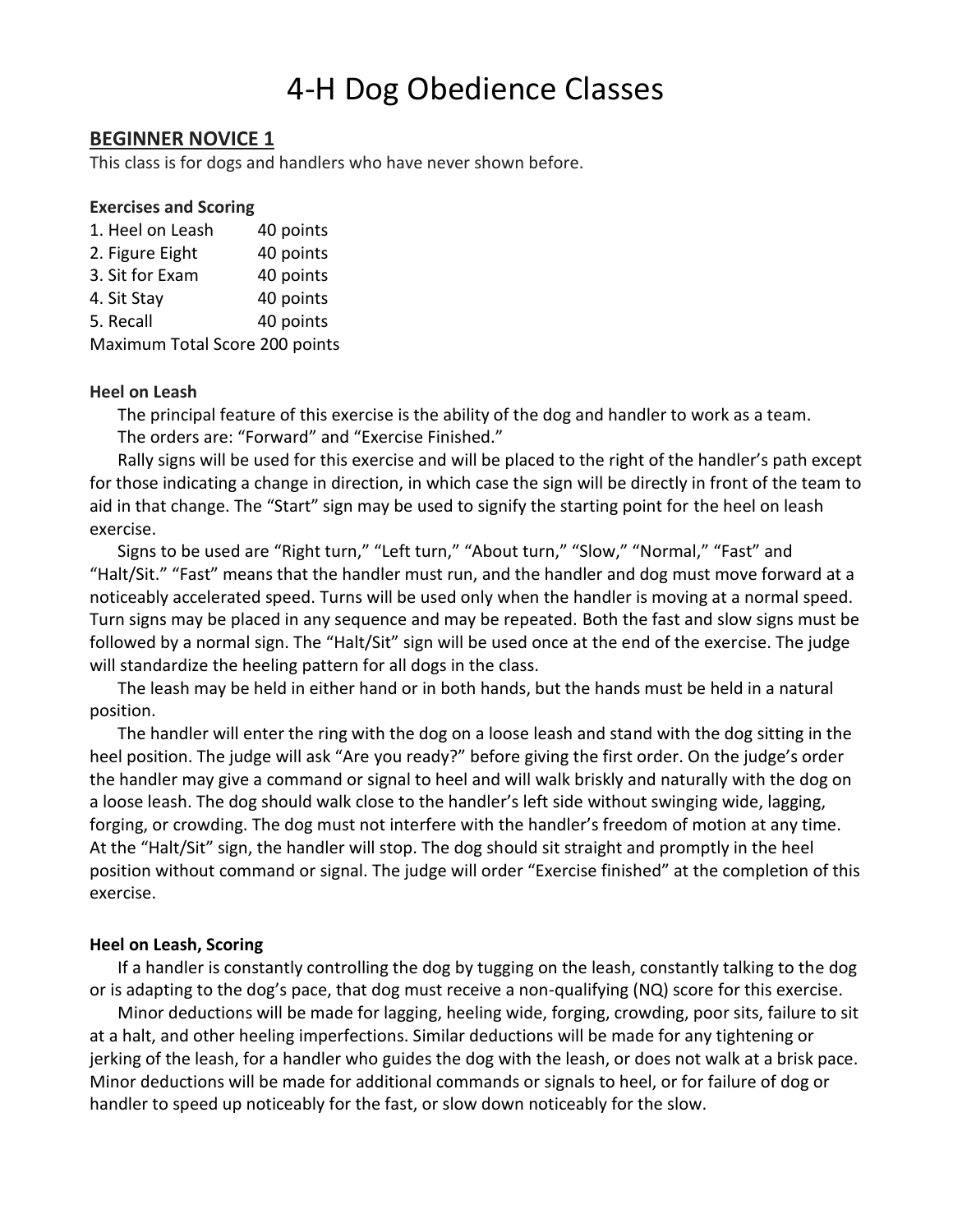# 4-H Dog Obedience Classes

## BEGINNER NOVICE 1

This class is for dogs and handlers who have never shown before.

### Exercises and Scoring

| Exercise | Points |
|---|---|
| 1. Heel on Leash | 40 points |
| 2. Figure Eight | 40 points |
| 3. Sit for Exam | 40 points |
| 4. Sit Stay | 40 points |
| 5. Recall | 40 points |

Maximum Total Score 200 points

### Heel on Leash

The principal feature of this exercise is the ability of the dog and handler to work as a team. The orders are: "Forward" and "Exercise Finished."

Rally signs will be used for this exercise and will be placed to the right of the handler's path except for those indicating a change in direction, in which case the sign will be directly in front of the team to aid in that change. The "Start" sign may be used to signify the starting point for the heel on leash exercise.

Signs to be used are "Right turn," "Left turn," "About turn," "Slow," "Normal," "Fast" and "Halt/Sit." "Fast" means that the handler must run, and the handler and dog must move forward at a noticeably accelerated speed. Turns will be used only when the handler is moving at a normal speed. Turn signs may be placed in any sequence and may be repeated. Both the fast and slow signs must be followed by a normal sign. The "Halt/Sit" sign will be used once at the end of the exercise. The judge will standardize the heeling pattern for all dogs in the class.

The leash may be held in either hand or in both hands, but the hands must be held in a natural position.

The handler will enter the ring with the dog on a loose leash and stand with the dog sitting in the heel position. The judge will ask "Are you ready?" before giving the first order. On the judge's order the handler may give a command or signal to heel and will walk briskly and naturally with the dog on a loose leash. The dog should walk close to the handler's left side without swinging wide, lagging, forging, or crowding. The dog must not interfere with the handler's freedom of motion at any time. At the "Halt/Sit" sign, the handler will stop. The dog should sit straight and promptly in the heel position without command or signal. The judge will order "Exercise finished" at the completion of this exercise.

### Heel on Leash, Scoring

If a handler is constantly controlling the dog by tugging on the leash, constantly talking to the dog or is adapting to the dog's pace, that dog must receive a non-qualifying (NQ) score for this exercise.

Minor deductions will be made for lagging, heeling wide, forging, crowding, poor sits, failure to sit at a halt, and other heeling imperfections. Similar deductions will be made for any tightening or jerking of the leash, for a handler who guides the dog with the leash, or does not walk at a brisk pace. Minor deductions will be made for additional commands or signals to heel, or for failure of dog or handler to speed up noticeably for the fast, or slow down noticeably for the slow.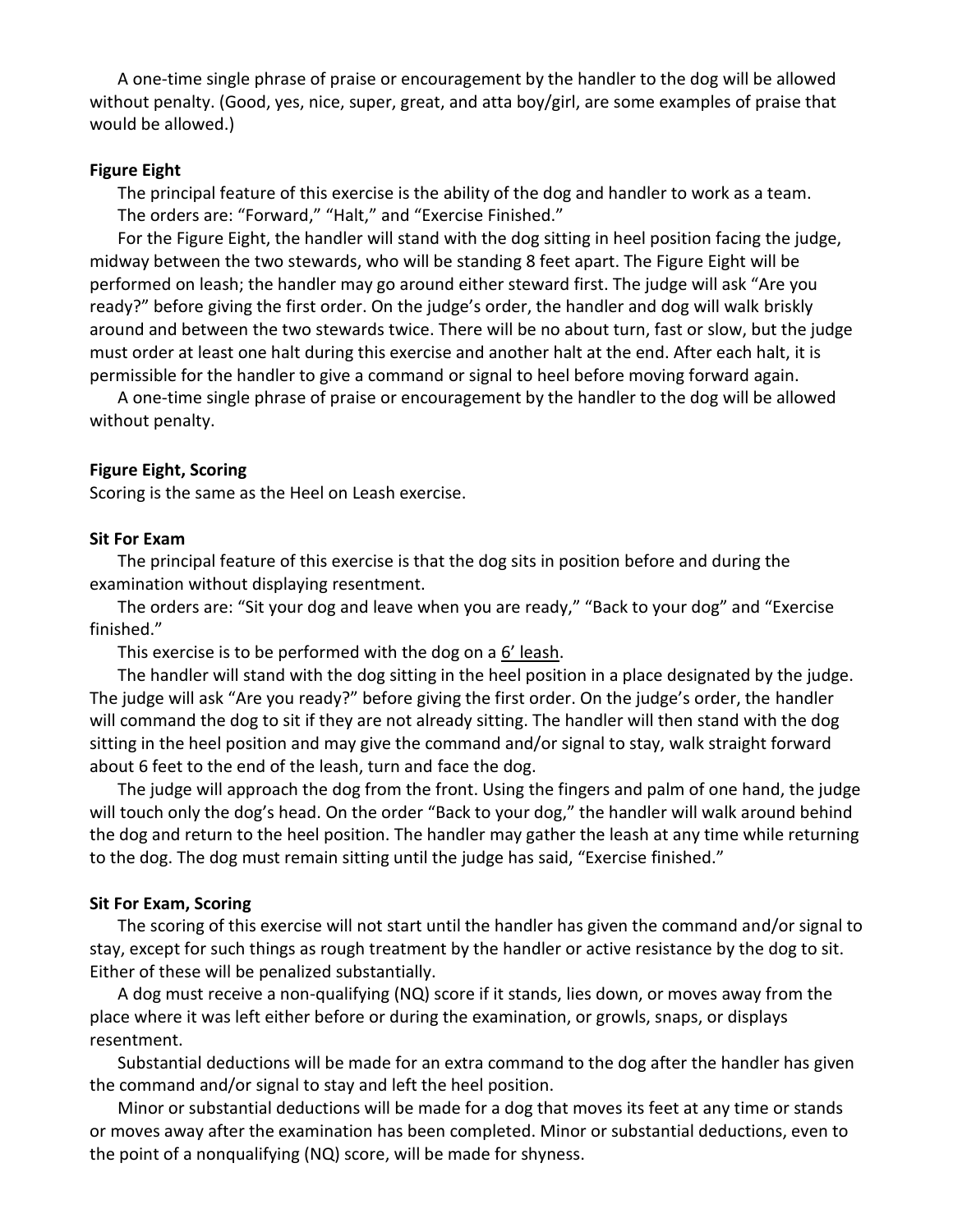A one-time single phrase of praise or encouragement by the handler to the dog will be allowed without penalty. (Good, yes, nice, super, great, and atta boy/girl, are some examples of praise that would be allowed.)

**Figure Eight**

The principal feature of this exercise is the ability of the dog and handler to work as a team.

The orders are: “Forward,” “Halt,” and “Exercise Finished.”

For the Figure Eight, the handler will stand with the dog sitting in heel position facing the judge, midway between the two stewards, who will be standing 8 feet apart. The Figure Eight will be performed on leash; the handler may go around either steward first. The judge will ask “Are you ready?” before giving the first order. On the judge’s order, the handler and dog will walk briskly around and between the two stewards twice. There will be no about turn, fast or slow, but the judge must order at least one halt during this exercise and another halt at the end. After each halt, it is permissible for the handler to give a command or signal to heel before moving forward again.

A one-time single phrase of praise or encouragement by the handler to the dog will be allowed without penalty.

**Figure Eight, Scoring**

Scoring is the same as the Heel on Leash exercise.

**Sit For Exam**

The principal feature of this exercise is that the dog sits in position before and during the examination without displaying resentment.

The orders are: “Sit your dog and leave when you are ready,” “Back to your dog” and “Exercise finished.”

This exercise is to be performed with the dog on a <u>6’ leash</u>.

The handler will stand with the dog sitting in the heel position in a place designated by the judge. The judge will ask “Are you ready?” before giving the first order. On the judge’s order, the handler will command the dog to sit if they are not already sitting. The handler will then stand with the dog sitting in the heel position and may give the command and/or signal to stay, walk straight forward about 6 feet to the end of the leash, turn and face the dog.

The judge will approach the dog from the front. Using the fingers and palm of one hand, the judge will touch only the dog’s head. On the order “Back to your dog,” the handler will walk around behind the dog and return to the heel position. The handler may gather the leash at any time while returning to the dog. The dog must remain sitting until the judge has said, “Exercise finished.”

**Sit For Exam, Scoring**

The scoring of this exercise will not start until the handler has given the command and/or signal to stay, except for such things as rough treatment by the handler or active resistance by the dog to sit. Either of these will be penalized substantially.

A dog must receive a non-qualifying (NQ) score if it stands, lies down, or moves away from the place where it was left either before or during the examination, or growls, snaps, or displays resentment.

Substantial deductions will be made for an extra command to the dog after the handler has given the command and/or signal to stay and left the heel position.

Minor or substantial deductions will be made for a dog that moves its feet at any time or stands or moves away after the examination has been completed. Minor or substantial deductions, even to the point of a nonqualifying (NQ) score, will be made for shyness.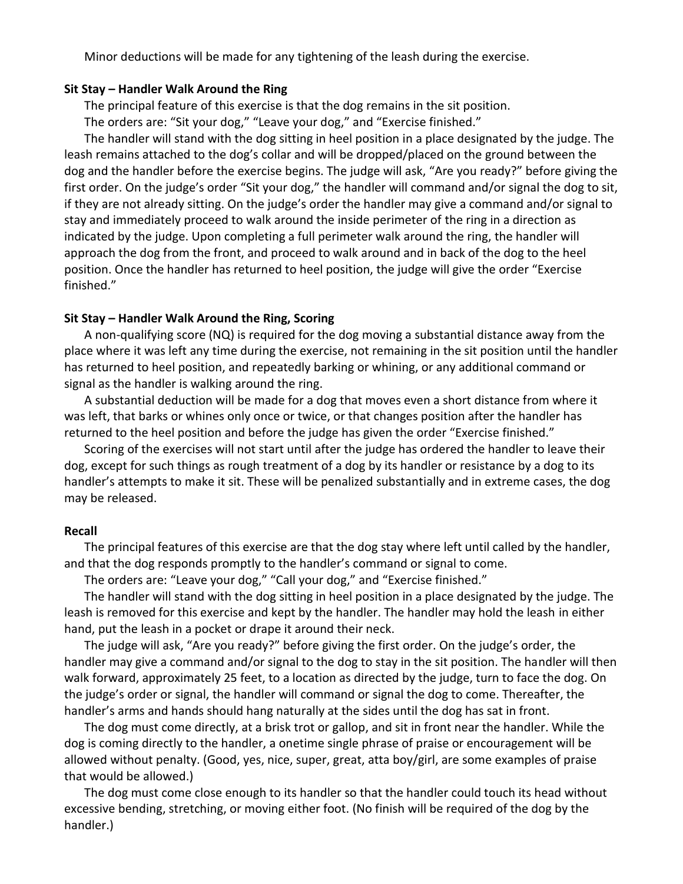Minor deductions will be made for any tightening of the leash during the exercise.

**Sit Stay – Handler Walk Around the Ring**

The principal feature of this exercise is that the dog remains in the sit position.

The orders are: "Sit your dog," "Leave your dog," and "Exercise finished."

The handler will stand with the dog sitting in heel position in a place designated by the judge. The leash remains attached to the dog's collar and will be dropped/placed on the ground between the dog and the handler before the exercise begins. The judge will ask, "Are you ready?" before giving the first order. On the judge's order "Sit your dog," the handler will command and/or signal the dog to sit, if they are not already sitting. On the judge's order the handler may give a command and/or signal to stay and immediately proceed to walk around the inside perimeter of the ring in a direction as indicated by the judge. Upon completing a full perimeter walk around the ring, the handler will approach the dog from the front, and proceed to walk around and in back of the dog to the heel position. Once the handler has returned to heel position, the judge will give the order "Exercise finished."

**Sit Stay – Handler Walk Around the Ring, Scoring**

A non-qualifying score (NQ) is required for the dog moving a substantial distance away from the place where it was left any time during the exercise, not remaining in the sit position until the handler has returned to heel position, and repeatedly barking or whining, or any additional command or signal as the handler is walking around the ring.

A substantial deduction will be made for a dog that moves even a short distance from where it was left, that barks or whines only once or twice, or that changes position after the handler has returned to the heel position and before the judge has given the order "Exercise finished."

Scoring of the exercises will not start until after the judge has ordered the handler to leave their dog, except for such things as rough treatment of a dog by its handler or resistance by a dog to its handler's attempts to make it sit. These will be penalized substantially and in extreme cases, the dog may be released.

**Recall**

The principal features of this exercise are that the dog stay where left until called by the handler, and that the dog responds promptly to the handler's command or signal to come.

The orders are: "Leave your dog," "Call your dog," and "Exercise finished."

The handler will stand with the dog sitting in heel position in a place designated by the judge. The leash is removed for this exercise and kept by the handler. The handler may hold the leash in either hand, put the leash in a pocket or drape it around their neck.

The judge will ask, "Are you ready?" before giving the first order. On the judge's order, the handler may give a command and/or signal to the dog to stay in the sit position. The handler will then walk forward, approximately 25 feet, to a location as directed by the judge, turn to face the dog. On the judge's order or signal, the handler will command or signal the dog to come. Thereafter, the handler's arms and hands should hang naturally at the sides until the dog has sat in front.

The dog must come directly, at a brisk trot or gallop, and sit in front near the handler. While the dog is coming directly to the handler, a onetime single phrase of praise or encouragement will be allowed without penalty. (Good, yes, nice, super, great, atta boy/girl, are some examples of praise that would be allowed.)

The dog must come close enough to its handler so that the handler could touch its head without excessive bending, stretching, or moving either foot. (No finish will be required of the dog by the handler.)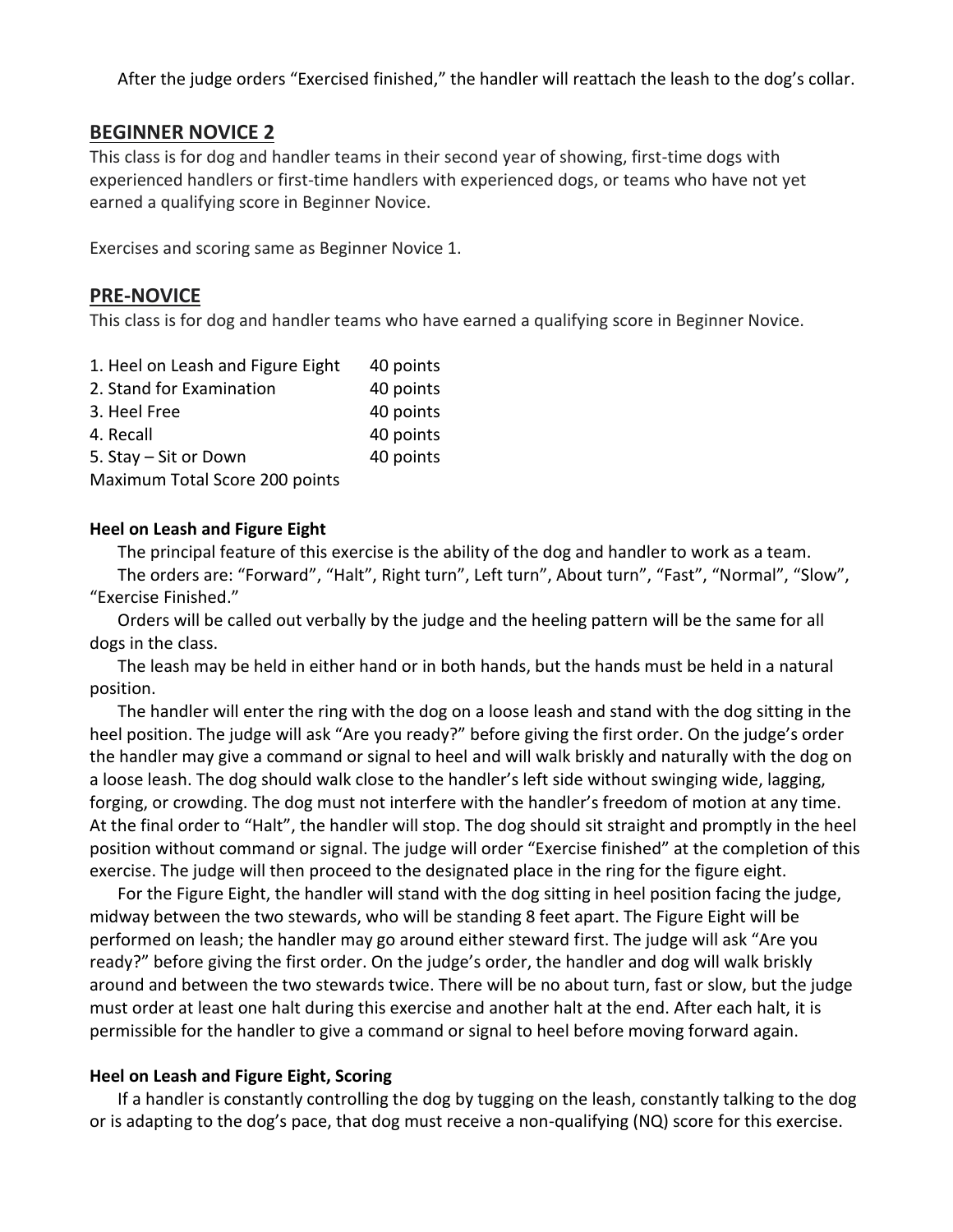After the judge orders "Exercised finished," the handler will reattach the leash to the dog's collar.

## BEGINNER NOVICE 2

This class is for dog and handler teams in their second year of showing, first-time dogs with experienced handlers or first-time handlers with experienced dogs, or teams who have not yet earned a qualifying score in Beginner Novice.

Exercises and scoring same as Beginner Novice 1.

## PRE-NOVICE

This class is for dog and handler teams who have earned a qualifying score in Beginner Novice.

| | |
|---|---|
| 1. Heel on Leash and Figure Eight | 40 points |
| 2. Stand for Examination | 40 points |
| 3. Heel Free | 40 points |
| 4. Recall | 40 points |
| 5. Stay – Sit or Down | 40 points |
| Maximum Total Score 200 points | |

**Heel on Leash and Figure Eight**

The principal feature of this exercise is the ability of the dog and handler to work as a team.

The orders are: "Forward", "Halt", Right turn", Left turn", About turn", "Fast", "Normal", "Slow", "Exercise Finished."

Orders will be called out verbally by the judge and the heeling pattern will be the same for all dogs in the class.

The leash may be held in either hand or in both hands, but the hands must be held in a natural position.

The handler will enter the ring with the dog on a loose leash and stand with the dog sitting in the heel position. The judge will ask "Are you ready?" before giving the first order. On the judge's order the handler may give a command or signal to heel and will walk briskly and naturally with the dog on a loose leash. The dog should walk close to the handler's left side without swinging wide, lagging, forging, or crowding. The dog must not interfere with the handler's freedom of motion at any time. At the final order to "Halt", the handler will stop. The dog should sit straight and promptly in the heel position without command or signal. The judge will order "Exercise finished" at the completion of this exercise. The judge will then proceed to the designated place in the ring for the figure eight.

For the Figure Eight, the handler will stand with the dog sitting in heel position facing the judge, midway between the two stewards, who will be standing 8 feet apart. The Figure Eight will be performed on leash; the handler may go around either steward first. The judge will ask "Are you ready?" before giving the first order. On the judge's order, the handler and dog will walk briskly around and between the two stewards twice. There will be no about turn, fast or slow, but the judge must order at least one halt during this exercise and another halt at the end. After each halt, it is permissible for the handler to give a command or signal to heel before moving forward again.

**Heel on Leash and Figure Eight, Scoring**

If a handler is constantly controlling the dog by tugging on the leash, constantly talking to the dog or is adapting to the dog's pace, that dog must receive a non-qualifying (NQ) score for this exercise.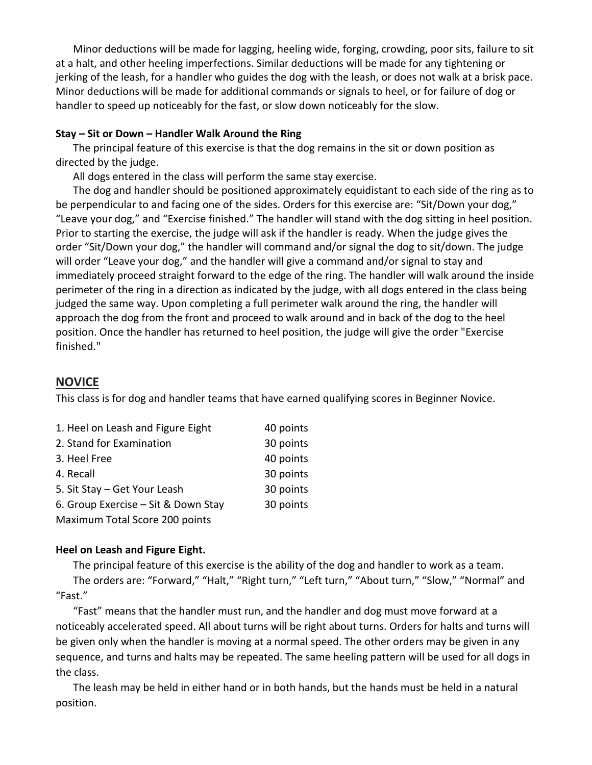Minor deductions will be made for lagging, heeling wide, forging, crowding, poor sits, failure to sit at a halt, and other heeling imperfections. Similar deductions will be made for any tightening or jerking of the leash, for a handler who guides the dog with the leash, or does not walk at a brisk pace. Minor deductions will be made for additional commands or signals to heel, or for failure of dog or handler to speed up noticeably for the fast, or slow down noticeably for the slow.

**Stay – Sit or Down – Handler Walk Around the Ring**

The principal feature of this exercise is that the dog remains in the sit or down position as directed by the judge.

All dogs entered in the class will perform the same stay exercise.

The dog and handler should be positioned approximately equidistant to each side of the ring as to be perpendicular to and facing one of the sides. Orders for this exercise are: "Sit/Down your dog," "Leave your dog," and "Exercise finished." The handler will stand with the dog sitting in heel position. Prior to starting the exercise, the judge will ask if the handler is ready. When the judge gives the order "Sit/Down your dog," the handler will command and/or signal the dog to sit/down. The judge will order "Leave your dog," and the handler will give a command and/or signal to stay and immediately proceed straight forward to the edge of the ring. The handler will walk around the inside perimeter of the ring in a direction as indicated by the judge, with all dogs entered in the class being judged the same way. Upon completing a full perimeter walk around the ring, the handler will approach the dog from the front and proceed to walk around and in back of the dog to the heel position. Once the handler has returned to heel position, the judge will give the order "Exercise finished."

## NOVICE

This class is for dog and handler teams that have earned qualifying scores in Beginner Novice.

| Exercise | Points |
|---|---|
| 1. Heel on Leash and Figure Eight | 40 points |
| 2. Stand for Examination | 30 points |
| 3. Heel Free | 40 points |
| 4. Recall | 30 points |
| 5. Sit Stay – Get Your Leash | 30 points |
| 6. Group Exercise – Sit & Down Stay | 30 points |

Maximum Total Score 200 points

**Heel on Leash and Figure Eight.**

The principal feature of this exercise is the ability of the dog and handler to work as a team.

The orders are: "Forward," "Halt," "Right turn," "Left turn," "About turn," "Slow," "Normal" and "Fast."

"Fast" means that the handler must run, and the handler and dog must move forward at a noticeably accelerated speed. All about turns will be right about turns. Orders for halts and turns will be given only when the handler is moving at a normal speed. The other orders may be given in any sequence, and turns and halts may be repeated. The same heeling pattern will be used for all dogs in the class.

The leash may be held in either hand or in both hands, but the hands must be held in a natural position.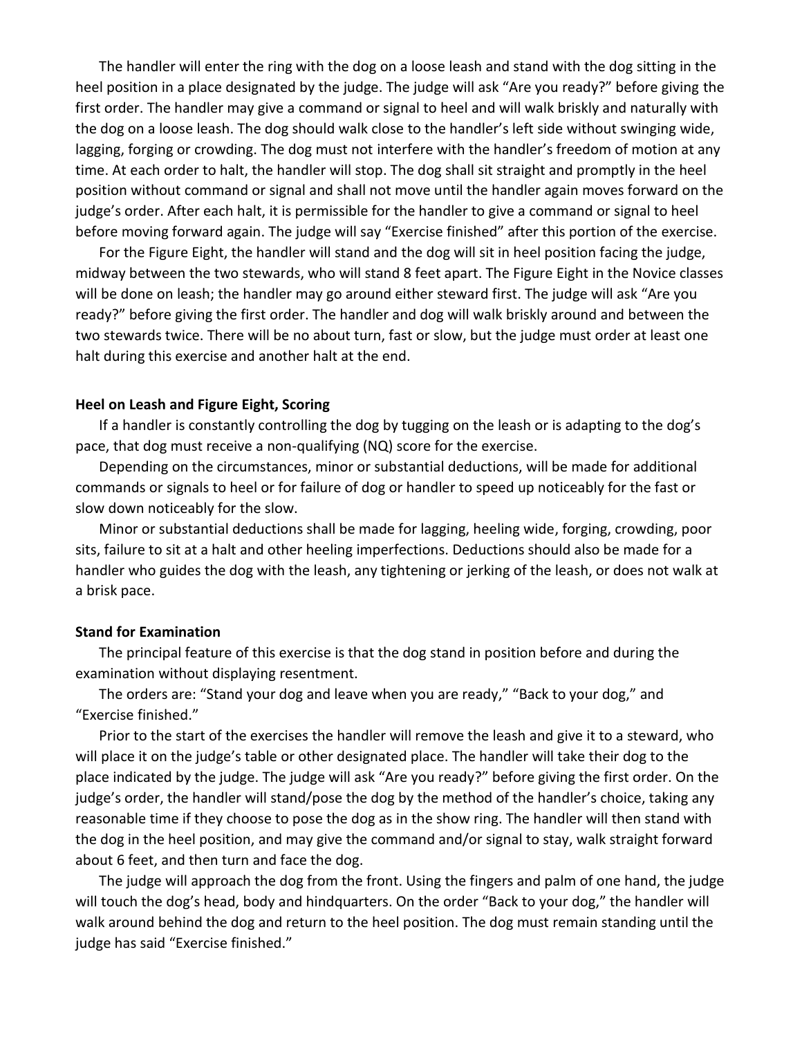The handler will enter the ring with the dog on a loose leash and stand with the dog sitting in the heel position in a place designated by the judge. The judge will ask "Are you ready?" before giving the first order. The handler may give a command or signal to heel and will walk briskly and naturally with the dog on a loose leash. The dog should walk close to the handler's left side without swinging wide, lagging, forging or crowding. The dog must not interfere with the handler's freedom of motion at any time. At each order to halt, the handler will stop. The dog shall sit straight and promptly in the heel position without command or signal and shall not move until the handler again moves forward on the judge's order. After each halt, it is permissible for the handler to give a command or signal to heel before moving forward again. The judge will say "Exercise finished" after this portion of the exercise.

For the Figure Eight, the handler will stand and the dog will sit in heel position facing the judge, midway between the two stewards, who will stand 8 feet apart. The Figure Eight in the Novice classes will be done on leash; the handler may go around either steward first. The judge will ask "Are you ready?" before giving the first order. The handler and dog will walk briskly around and between the two stewards twice. There will be no about turn, fast or slow, but the judge must order at least one halt during this exercise and another halt at the end.

**Heel on Leash and Figure Eight, Scoring**

If a handler is constantly controlling the dog by tugging on the leash or is adapting to the dog's pace, that dog must receive a non-qualifying (NQ) score for the exercise.

Depending on the circumstances, minor or substantial deductions, will be made for additional commands or signals to heel or for failure of dog or handler to speed up noticeably for the fast or slow down noticeably for the slow.

Minor or substantial deductions shall be made for lagging, heeling wide, forging, crowding, poor sits, failure to sit at a halt and other heeling imperfections. Deductions should also be made for a handler who guides the dog with the leash, any tightening or jerking of the leash, or does not walk at a brisk pace.

**Stand for Examination**

The principal feature of this exercise is that the dog stand in position before and during the examination without displaying resentment.

The orders are: "Stand your dog and leave when you are ready," "Back to your dog," and "Exercise finished."

Prior to the start of the exercises the handler will remove the leash and give it to a steward, who will place it on the judge's table or other designated place. The handler will take their dog to the place indicated by the judge. The judge will ask "Are you ready?" before giving the first order. On the judge's order, the handler will stand/pose the dog by the method of the handler's choice, taking any reasonable time if they choose to pose the dog as in the show ring. The handler will then stand with the dog in the heel position, and may give the command and/or signal to stay, walk straight forward about 6 feet, and then turn and face the dog.

The judge will approach the dog from the front. Using the fingers and palm of one hand, the judge will touch the dog's head, body and hindquarters. On the order "Back to your dog," the handler will walk around behind the dog and return to the heel position. The dog must remain standing until the judge has said "Exercise finished."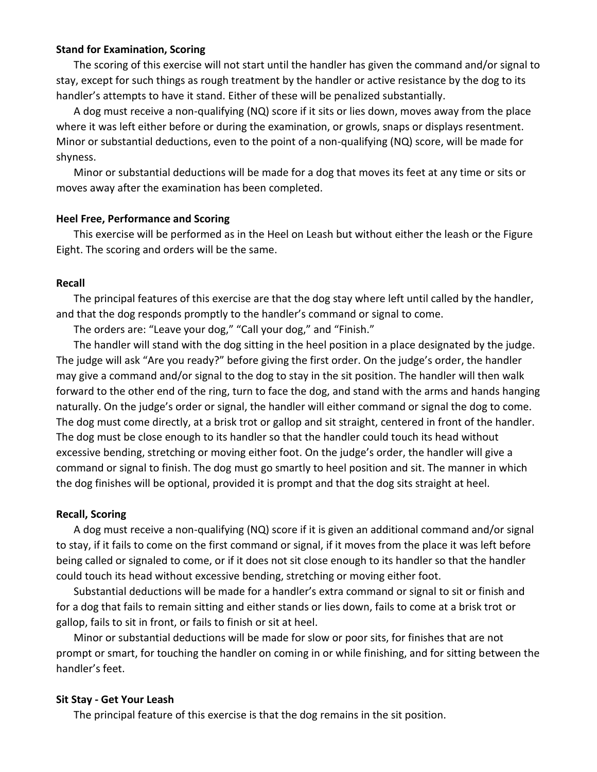**Stand for Examination, Scoring**

The scoring of this exercise will not start until the handler has given the command and/or signal to stay, except for such things as rough treatment by the handler or active resistance by the dog to its handler's attempts to have it stand. Either of these will be penalized substantially.

A dog must receive a non-qualifying (NQ) score if it sits or lies down, moves away from the place where it was left either before or during the examination, or growls, snaps or displays resentment. Minor or substantial deductions, even to the point of a non-qualifying (NQ) score, will be made for shyness.

Minor or substantial deductions will be made for a dog that moves its feet at any time or sits or moves away after the examination has been completed.

**Heel Free, Performance and Scoring**

This exercise will be performed as in the Heel on Leash but without either the leash or the Figure Eight. The scoring and orders will be the same.

**Recall**

The principal features of this exercise are that the dog stay where left until called by the handler, and that the dog responds promptly to the handler's command or signal to come.

The orders are: "Leave your dog," "Call your dog," and "Finish."

The handler will stand with the dog sitting in the heel position in a place designated by the judge. The judge will ask "Are you ready?" before giving the first order. On the judge's order, the handler may give a command and/or signal to the dog to stay in the sit position. The handler will then walk forward to the other end of the ring, turn to face the dog, and stand with the arms and hands hanging naturally. On the judge's order or signal, the handler will either command or signal the dog to come. The dog must come directly, at a brisk trot or gallop and sit straight, centered in front of the handler. The dog must be close enough to its handler so that the handler could touch its head without excessive bending, stretching or moving either foot. On the judge's order, the handler will give a command or signal to finish. The dog must go smartly to heel position and sit. The manner in which the dog finishes will be optional, provided it is prompt and that the dog sits straight at heel.

**Recall, Scoring**

A dog must receive a non-qualifying (NQ) score if it is given an additional command and/or signal to stay, if it fails to come on the first command or signal, if it moves from the place it was left before being called or signaled to come, or if it does not sit close enough to its handler so that the handler could touch its head without excessive bending, stretching or moving either foot.

Substantial deductions will be made for a handler's extra command or signal to sit or finish and for a dog that fails to remain sitting and either stands or lies down, fails to come at a brisk trot or gallop, fails to sit in front, or fails to finish or sit at heel.

Minor or substantial deductions will be made for slow or poor sits, for finishes that are not prompt or smart, for touching the handler on coming in or while finishing, and for sitting between the handler's feet.

**Sit Stay - Get Your Leash**

The principal feature of this exercise is that the dog remains in the sit position.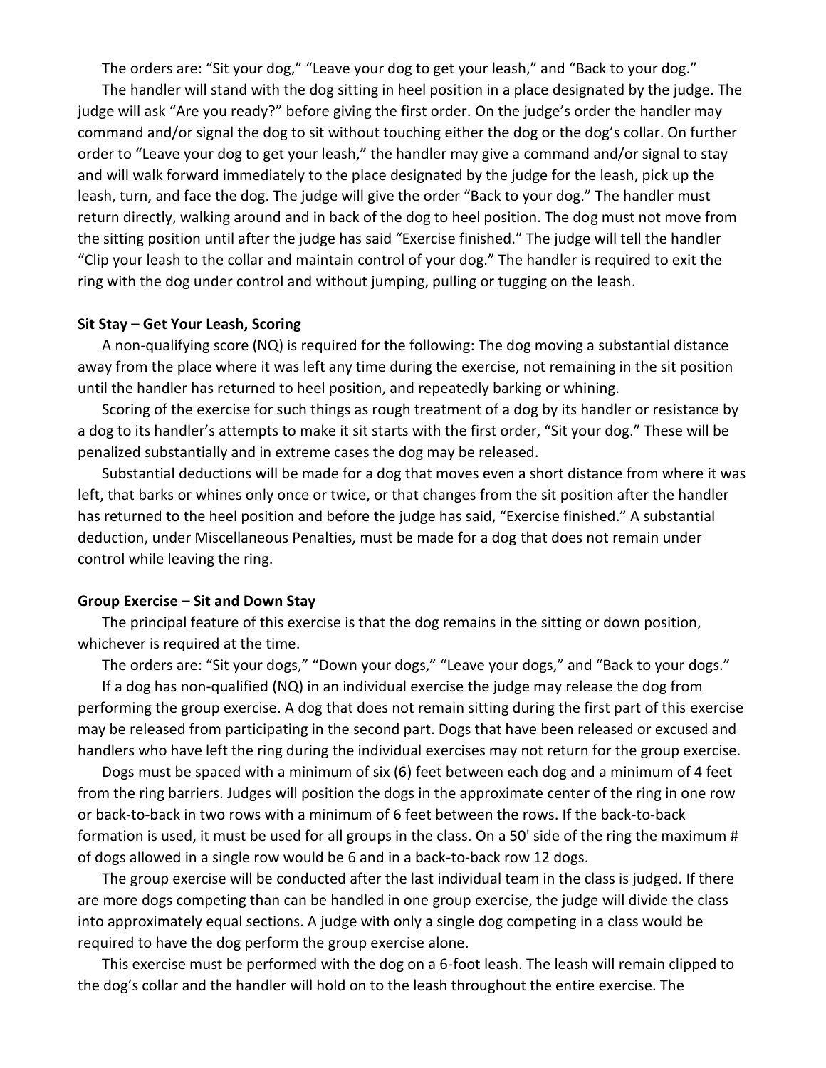The orders are: “Sit your dog,” “Leave your dog to get your leash,” and “Back to your dog.”

The handler will stand with the dog sitting in heel position in a place designated by the judge. The judge will ask “Are you ready?” before giving the first order. On the judge’s order the handler may command and/or signal the dog to sit without touching either the dog or the dog’s collar. On further order to “Leave your dog to get your leash,” the handler may give a command and/or signal to stay and will walk forward immediately to the place designated by the judge for the leash, pick up the leash, turn, and face the dog. The judge will give the order “Back to your dog.” The handler must return directly, walking around and in back of the dog to heel position. The dog must not move from the sitting position until after the judge has said “Exercise finished.” The judge will tell the handler “Clip your leash to the collar and maintain control of your dog.” The handler is required to exit the ring with the dog under control and without jumping, pulling or tugging on the leash.

**Sit Stay – Get Your Leash, Scoring**

A non-qualifying score (NQ) is required for the following: The dog moving a substantial distance away from the place where it was left any time during the exercise, not remaining in the sit position until the handler has returned to heel position, and repeatedly barking or whining.

Scoring of the exercise for such things as rough treatment of a dog by its handler or resistance by a dog to its handler’s attempts to make it sit starts with the first order, “Sit your dog.” These will be penalized substantially and in extreme cases the dog may be released.

Substantial deductions will be made for a dog that moves even a short distance from where it was left, that barks or whines only once or twice, or that changes from the sit position after the handler has returned to the heel position and before the judge has said, “Exercise finished.” A substantial deduction, under Miscellaneous Penalties, must be made for a dog that does not remain under control while leaving the ring.

**Group Exercise – Sit and Down Stay**

The principal feature of this exercise is that the dog remains in the sitting or down position, whichever is required at the time.

The orders are: “Sit your dogs,” “Down your dogs,” “Leave your dogs,” and “Back to your dogs.”

If a dog has non-qualified (NQ) in an individual exercise the judge may release the dog from performing the group exercise. A dog that does not remain sitting during the first part of this exercise may be released from participating in the second part. Dogs that have been released or excused and handlers who have left the ring during the individual exercises may not return for the group exercise.

Dogs must be spaced with a minimum of six (6) feet between each dog and a minimum of 4 feet from the ring barriers. Judges will position the dogs in the approximate center of the ring in one row or back-to-back in two rows with a minimum of 6 feet between the rows. If the back-to-back formation is used, it must be used for all groups in the class. On a 50' side of the ring the maximum # of dogs allowed in a single row would be 6 and in a back-to-back row 12 dogs.

The group exercise will be conducted after the last individual team in the class is judged. If there are more dogs competing than can be handled in one group exercise, the judge will divide the class into approximately equal sections. A judge with only a single dog competing in a class would be required to have the dog perform the group exercise alone.

This exercise must be performed with the dog on a 6-foot leash. The leash will remain clipped to the dog’s collar and the handler will hold on to the leash throughout the entire exercise. The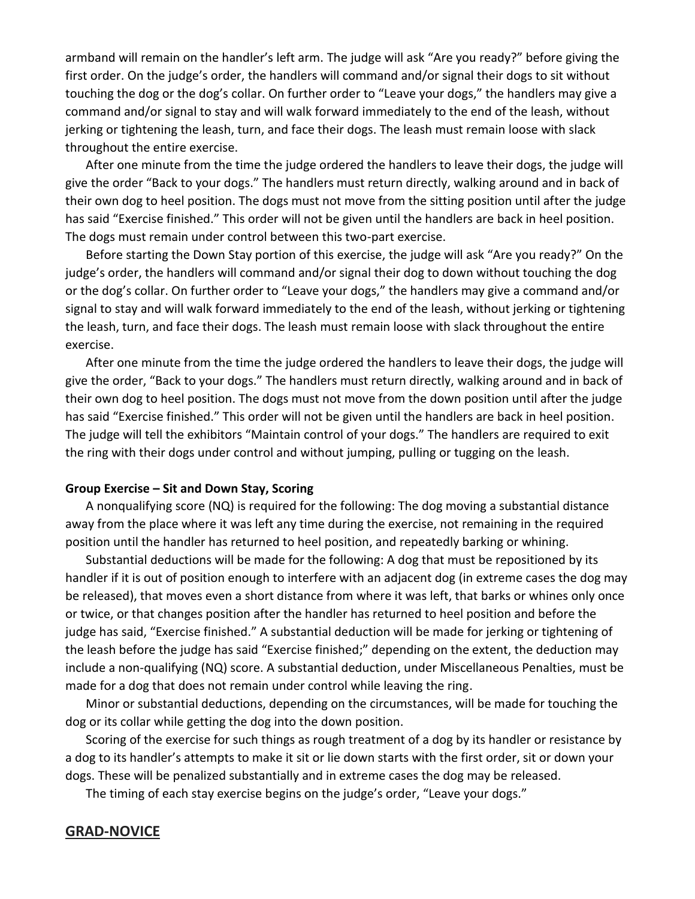armband will remain on the handler's left arm. The judge will ask "Are you ready?" before giving the first order. On the judge's order, the handlers will command and/or signal their dogs to sit without touching the dog or the dog's collar. On further order to "Leave your dogs," the handlers may give a command and/or signal to stay and will walk forward immediately to the end of the leash, without jerking or tightening the leash, turn, and face their dogs. The leash must remain loose with slack throughout the entire exercise.

After one minute from the time the judge ordered the handlers to leave their dogs, the judge will give the order "Back to your dogs." The handlers must return directly, walking around and in back of their own dog to heel position. The dogs must not move from the sitting position until after the judge has said "Exercise finished." This order will not be given until the handlers are back in heel position. The dogs must remain under control between this two-part exercise.

Before starting the Down Stay portion of this exercise, the judge will ask "Are you ready?" On the judge's order, the handlers will command and/or signal their dog to down without touching the dog or the dog's collar. On further order to "Leave your dogs," the handlers may give a command and/or signal to stay and will walk forward immediately to the end of the leash, without jerking or tightening the leash, turn, and face their dogs. The leash must remain loose with slack throughout the entire exercise.

After one minute from the time the judge ordered the handlers to leave their dogs, the judge will give the order, "Back to your dogs." The handlers must return directly, walking around and in back of their own dog to heel position. The dogs must not move from the down position until after the judge has said "Exercise finished." This order will not be given until the handlers are back in heel position. The judge will tell the exhibitors "Maintain control of your dogs." The handlers are required to exit the ring with their dogs under control and without jumping, pulling or tugging on the leash.

**Group Exercise – Sit and Down Stay, Scoring**

A nonqualifying score (NQ) is required for the following: The dog moving a substantial distance away from the place where it was left any time during the exercise, not remaining in the required position until the handler has returned to heel position, and repeatedly barking or whining.

Substantial deductions will be made for the following: A dog that must be repositioned by its handler if it is out of position enough to interfere with an adjacent dog (in extreme cases the dog may be released), that moves even a short distance from where it was left, that barks or whines only once or twice, or that changes position after the handler has returned to heel position and before the judge has said, "Exercise finished." A substantial deduction will be made for jerking or tightening of the leash before the judge has said "Exercise finished;" depending on the extent, the deduction may include a non-qualifying (NQ) score. A substantial deduction, under Miscellaneous Penalties, must be made for a dog that does not remain under control while leaving the ring.

Minor or substantial deductions, depending on the circumstances, will be made for touching the dog or its collar while getting the dog into the down position.

Scoring of the exercise for such things as rough treatment of a dog by its handler or resistance by a dog to its handler's attempts to make it sit or lie down starts with the first order, sit or down your dogs. These will be penalized substantially and in extreme cases the dog may be released.

The timing of each stay exercise begins on the judge's order, "Leave your dogs."

## GRAD-NOVICE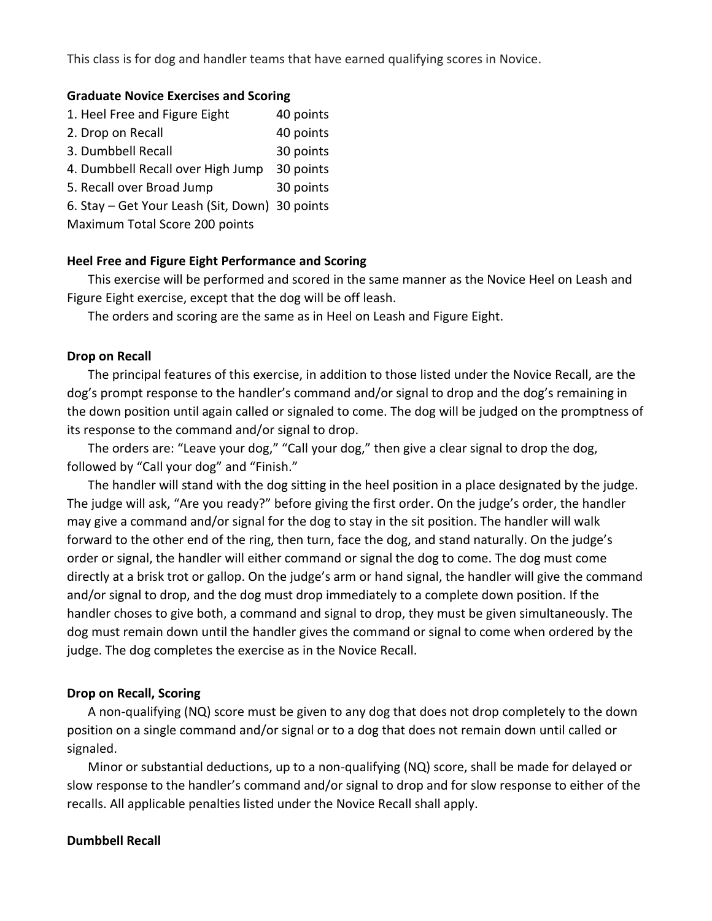This class is for dog and handler teams that have earned qualifying scores in Novice.

**Graduate Novice Exercises and Scoring**

| | |
|---|---|
| 1. Heel Free and Figure Eight | 40 points |
| 2. Drop on Recall | 40 points |
| 3. Dumbbell Recall | 30 points |
| 4. Dumbbell Recall over High Jump | 30 points |
| 5. Recall over Broad Jump | 30 points |
| 6. Stay – Get Your Leash (Sit, Down) | 30 points |

Maximum Total Score 200 points

**Heel Free and Figure Eight Performance and Scoring**

This exercise will be performed and scored in the same manner as the Novice Heel on Leash and Figure Eight exercise, except that the dog will be off leash.

The orders and scoring are the same as in Heel on Leash and Figure Eight.

**Drop on Recall**

The principal features of this exercise, in addition to those listed under the Novice Recall, are the dog's prompt response to the handler's command and/or signal to drop and the dog's remaining in the down position until again called or signaled to come. The dog will be judged on the promptness of its response to the command and/or signal to drop.

The orders are: "Leave your dog," "Call your dog," then give a clear signal to drop the dog, followed by "Call your dog" and "Finish."

The handler will stand with the dog sitting in the heel position in a place designated by the judge. The judge will ask, "Are you ready?" before giving the first order. On the judge's order, the handler may give a command and/or signal for the dog to stay in the sit position. The handler will walk forward to the other end of the ring, then turn, face the dog, and stand naturally. On the judge's order or signal, the handler will either command or signal the dog to come. The dog must come directly at a brisk trot or gallop. On the judge's arm or hand signal, the handler will give the command and/or signal to drop, and the dog must drop immediately to a complete down position. If the handler choses to give both, a command and signal to drop, they must be given simultaneously. The dog must remain down until the handler gives the command or signal to come when ordered by the judge. The dog completes the exercise as in the Novice Recall.

**Drop on Recall, Scoring**

A non-qualifying (NQ) score must be given to any dog that does not drop completely to the down position on a single command and/or signal or to a dog that does not remain down until called or signaled.

Minor or substantial deductions, up to a non-qualifying (NQ) score, shall be made for delayed or slow response to the handler's command and/or signal to drop and for slow response to either of the recalls. All applicable penalties listed under the Novice Recall shall apply.

**Dumbbell Recall**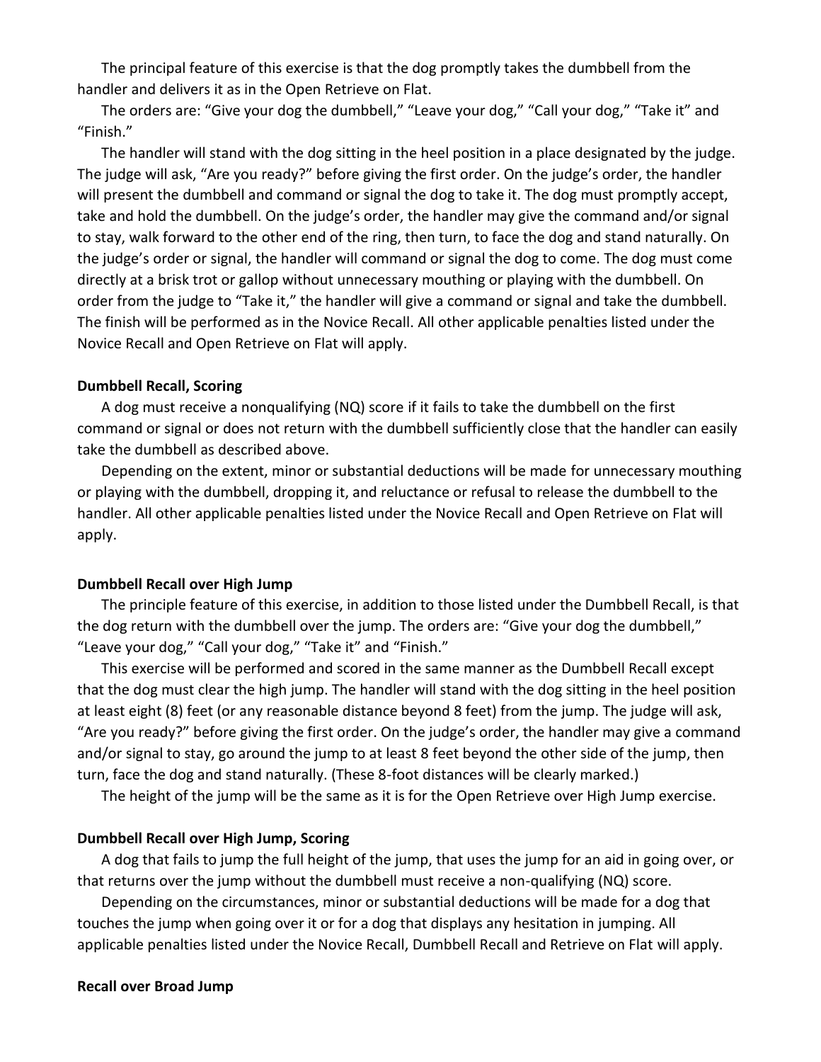The principal feature of this exercise is that the dog promptly takes the dumbbell from the handler and delivers it as in the Open Retrieve on Flat.

The orders are: "Give your dog the dumbbell," "Leave your dog," "Call your dog," "Take it" and "Finish."

The handler will stand with the dog sitting in the heel position in a place designated by the judge. The judge will ask, "Are you ready?" before giving the first order. On the judge's order, the handler will present the dumbbell and command or signal the dog to take it. The dog must promptly accept, take and hold the dumbbell. On the judge's order, the handler may give the command and/or signal to stay, walk forward to the other end of the ring, then turn, to face the dog and stand naturally. On the judge's order or signal, the handler will command or signal the dog to come. The dog must come directly at a brisk trot or gallop without unnecessary mouthing or playing with the dumbbell. On order from the judge to "Take it," the handler will give a command or signal and take the dumbbell. The finish will be performed as in the Novice Recall. All other applicable penalties listed under the Novice Recall and Open Retrieve on Flat will apply.

**Dumbbell Recall, Scoring**

A dog must receive a nonqualifying (NQ) score if it fails to take the dumbbell on the first command or signal or does not return with the dumbbell sufficiently close that the handler can easily take the dumbbell as described above.

Depending on the extent, minor or substantial deductions will be made for unnecessary mouthing or playing with the dumbbell, dropping it, and reluctance or refusal to release the dumbbell to the handler. All other applicable penalties listed under the Novice Recall and Open Retrieve on Flat will apply.

**Dumbbell Recall over High Jump**

The principle feature of this exercise, in addition to those listed under the Dumbbell Recall, is that the dog return with the dumbbell over the jump. The orders are: "Give your dog the dumbbell," "Leave your dog," "Call your dog," "Take it" and "Finish."

This exercise will be performed and scored in the same manner as the Dumbbell Recall except that the dog must clear the high jump. The handler will stand with the dog sitting in the heel position at least eight (8) feet (or any reasonable distance beyond 8 feet) from the jump. The judge will ask, "Are you ready?" before giving the first order. On the judge's order, the handler may give a command and/or signal to stay, go around the jump to at least 8 feet beyond the other side of the jump, then turn, face the dog and stand naturally. (These 8-foot distances will be clearly marked.)

The height of the jump will be the same as it is for the Open Retrieve over High Jump exercise.

**Dumbbell Recall over High Jump, Scoring**

A dog that fails to jump the full height of the jump, that uses the jump for an aid in going over, or that returns over the jump without the dumbbell must receive a non-qualifying (NQ) score.

Depending on the circumstances, minor or substantial deductions will be made for a dog that touches the jump when going over it or for a dog that displays any hesitation in jumping. All applicable penalties listed under the Novice Recall, Dumbbell Recall and Retrieve on Flat will apply.

**Recall over Broad Jump**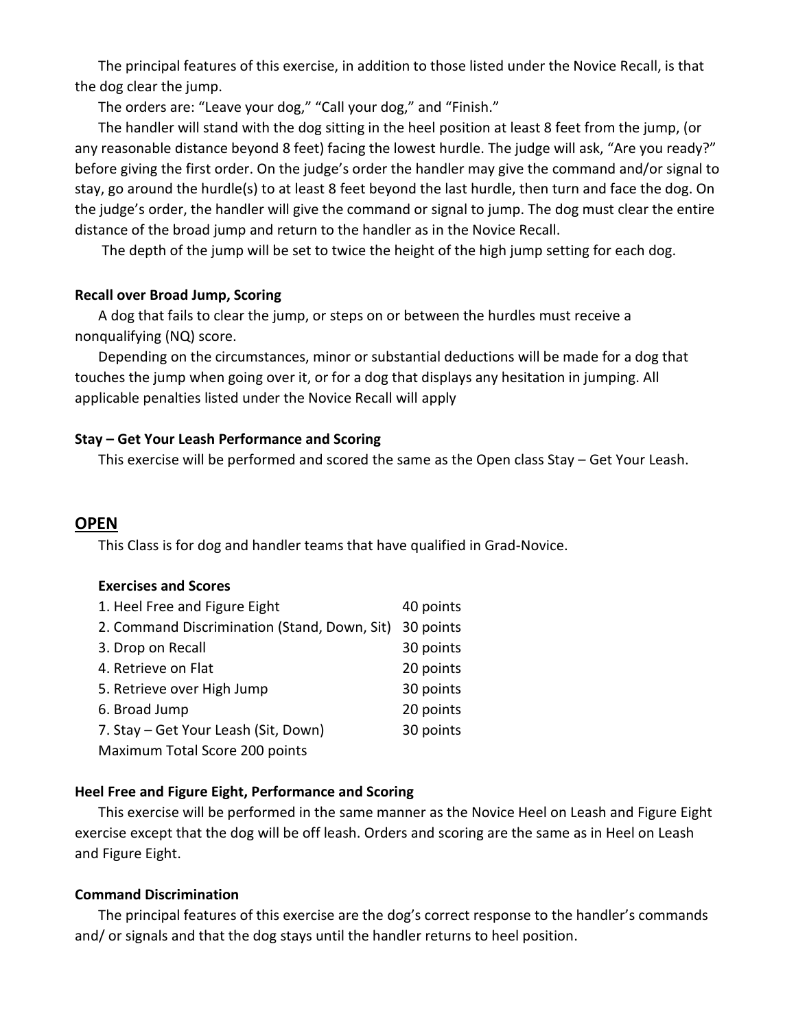The principal features of this exercise, in addition to those listed under the Novice Recall, is that the dog clear the jump.

The orders are: "Leave your dog," "Call your dog," and "Finish."

The handler will stand with the dog sitting in the heel position at least 8 feet from the jump, (or any reasonable distance beyond 8 feet) facing the lowest hurdle. The judge will ask, "Are you ready?" before giving the first order. On the judge's order the handler may give the command and/or signal to stay, go around the hurdle(s) to at least 8 feet beyond the last hurdle, then turn and face the dog. On the judge's order, the handler will give the command or signal to jump. The dog must clear the entire distance of the broad jump and return to the handler as in the Novice Recall.

The depth of the jump will be set to twice the height of the high jump setting for each dog.

**Recall over Broad Jump, Scoring**

A dog that fails to clear the jump, or steps on or between the hurdles must receive a nonqualifying (NQ) score.

Depending on the circumstances, minor or substantial deductions will be made for a dog that touches the jump when going over it, or for a dog that displays any hesitation in jumping. All applicable penalties listed under the Novice Recall will apply

**Stay – Get Your Leash Performance and Scoring**

This exercise will be performed and scored the same as the Open class Stay – Get Your Leash.

## OPEN

This Class is for dog and handler teams that have qualified in Grad-Novice.

**Exercises and Scores**

| | |
|---|---|
| 1. Heel Free and Figure Eight | 40 points |
| 2. Command Discrimination (Stand, Down, Sit) | 30 points |
| 3. Drop on Recall | 30 points |
| 4. Retrieve on Flat | 20 points |
| 5. Retrieve over High Jump | 30 points |
| 6. Broad Jump | 20 points |
| 7. Stay – Get Your Leash (Sit, Down) | 30 points |
| Maximum Total Score 200 points | |

**Heel Free and Figure Eight, Performance and Scoring**

This exercise will be performed in the same manner as the Novice Heel on Leash and Figure Eight exercise except that the dog will be off leash. Orders and scoring are the same as in Heel on Leash and Figure Eight.

**Command Discrimination**

The principal features of this exercise are the dog's correct response to the handler's commands and/ or signals and that the dog stays until the handler returns to heel position.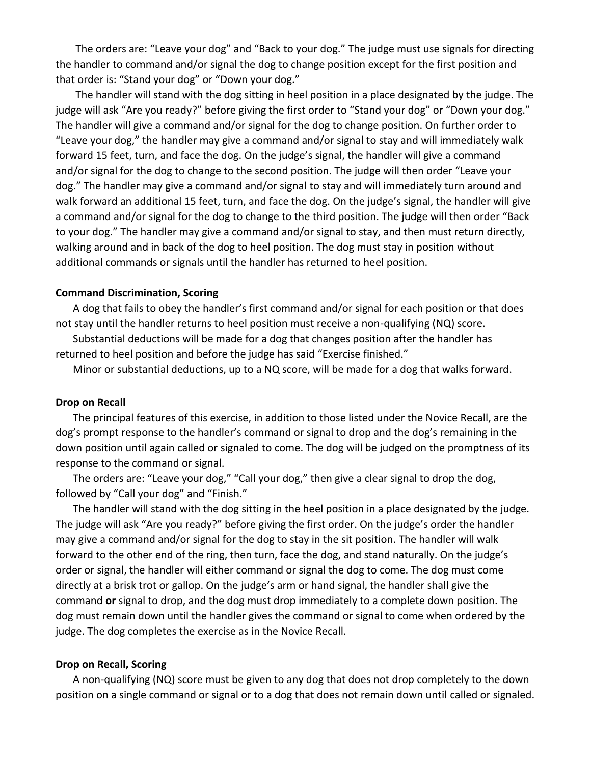The orders are: "Leave your dog" and "Back to your dog." The judge must use signals for directing the handler to command and/or signal the dog to change position except for the first position and that order is: "Stand your dog" or "Down your dog."

The handler will stand with the dog sitting in heel position in a place designated by the judge. The judge will ask "Are you ready?" before giving the first order to "Stand your dog" or "Down your dog." The handler will give a command and/or signal for the dog to change position. On further order to "Leave your dog," the handler may give a command and/or signal to stay and will immediately walk forward 15 feet, turn, and face the dog. On the judge's signal, the handler will give a command and/or signal for the dog to change to the second position. The judge will then order "Leave your dog." The handler may give a command and/or signal to stay and will immediately turn around and walk forward an additional 15 feet, turn, and face the dog. On the judge's signal, the handler will give a command and/or signal for the dog to change to the third position. The judge will then order "Back to your dog." The handler may give a command and/or signal to stay, and then must return directly, walking around and in back of the dog to heel position. The dog must stay in position without additional commands or signals until the handler has returned to heel position.

**Command Discrimination, Scoring**

A dog that fails to obey the handler's first command and/or signal for each position or that does not stay until the handler returns to heel position must receive a non-qualifying (NQ) score.

Substantial deductions will be made for a dog that changes position after the handler has returned to heel position and before the judge has said "Exercise finished."

Minor or substantial deductions, up to a NQ score, will be made for a dog that walks forward.

**Drop on Recall**

The principal features of this exercise, in addition to those listed under the Novice Recall, are the dog's prompt response to the handler's command or signal to drop and the dog's remaining in the down position until again called or signaled to come. The dog will be judged on the promptness of its response to the command or signal.

The orders are: "Leave your dog," "Call your dog," then give a clear signal to drop the dog, followed by "Call your dog" and "Finish."

The handler will stand with the dog sitting in the heel position in a place designated by the judge. The judge will ask "Are you ready?" before giving the first order. On the judge's order the handler may give a command and/or signal for the dog to stay in the sit position. The handler will walk forward to the other end of the ring, then turn, face the dog, and stand naturally. On the judge's order or signal, the handler will either command or signal the dog to come. The dog must come directly at a brisk trot or gallop. On the judge's arm or hand signal, the handler shall give the command **or** signal to drop, and the dog must drop immediately to a complete down position. The dog must remain down until the handler gives the command or signal to come when ordered by the judge. The dog completes the exercise as in the Novice Recall.

**Drop on Recall, Scoring**

A non-qualifying (NQ) score must be given to any dog that does not drop completely to the down position on a single command or signal or to a dog that does not remain down until called or signaled.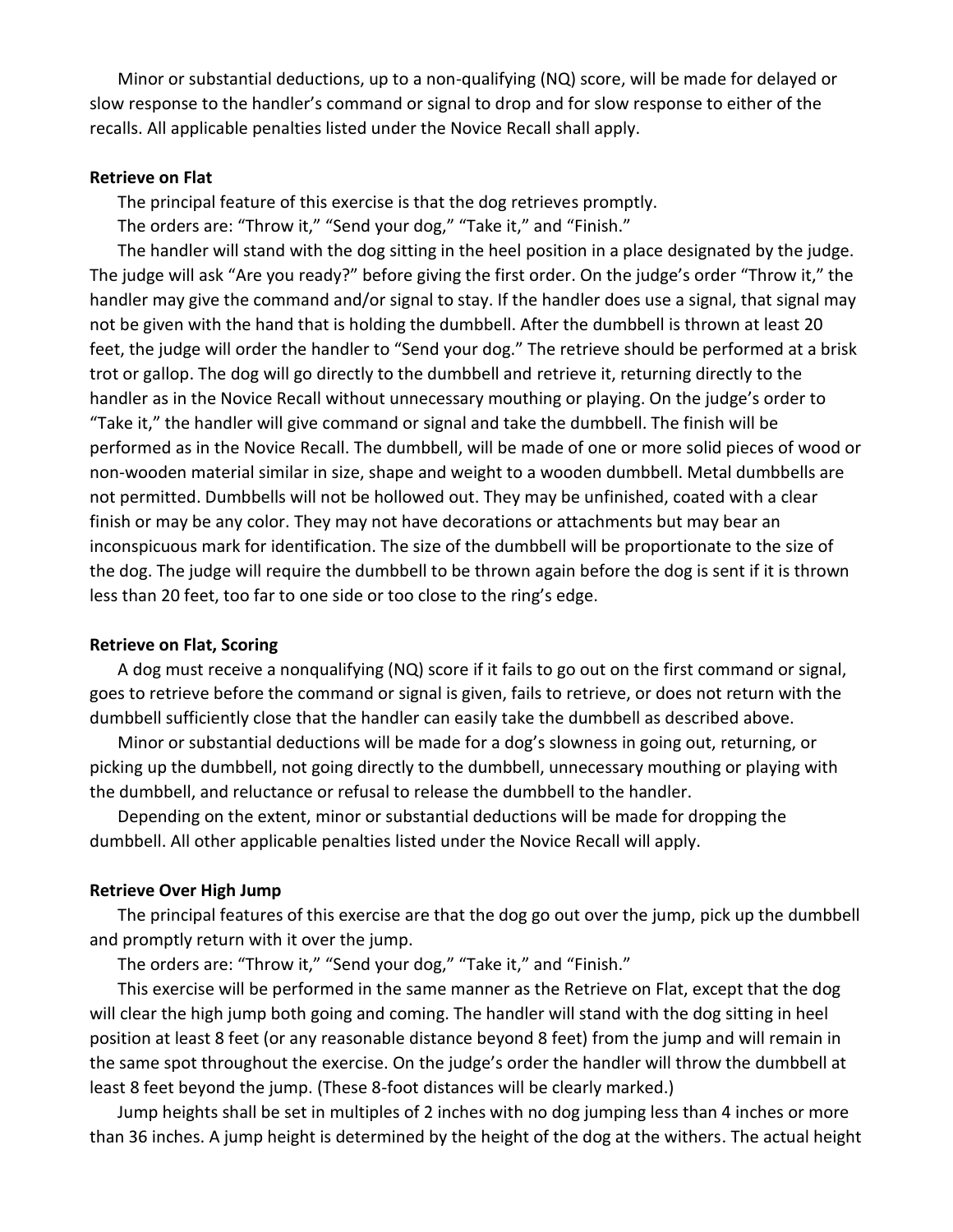Minor or substantial deductions, up to a non-qualifying (NQ) score, will be made for delayed or slow response to the handler's command or signal to drop and for slow response to either of the recalls. All applicable penalties listed under the Novice Recall shall apply.

**Retrieve on Flat**

The principal feature of this exercise is that the dog retrieves promptly.

The orders are: "Throw it," "Send your dog," "Take it," and "Finish."

The handler will stand with the dog sitting in the heel position in a place designated by the judge. The judge will ask "Are you ready?" before giving the first order. On the judge's order "Throw it," the handler may give the command and/or signal to stay. If the handler does use a signal, that signal may not be given with the hand that is holding the dumbbell. After the dumbbell is thrown at least 20 feet, the judge will order the handler to "Send your dog." The retrieve should be performed at a brisk trot or gallop. The dog will go directly to the dumbbell and retrieve it, returning directly to the handler as in the Novice Recall without unnecessary mouthing or playing. On the judge's order to "Take it," the handler will give command or signal and take the dumbbell. The finish will be performed as in the Novice Recall. The dumbbell, will be made of one or more solid pieces of wood or non-wooden material similar in size, shape and weight to a wooden dumbbell. Metal dumbbells are not permitted. Dumbbells will not be hollowed out. They may be unfinished, coated with a clear finish or may be any color. They may not have decorations or attachments but may bear an inconspicuous mark for identification. The size of the dumbbell will be proportionate to the size of the dog. The judge will require the dumbbell to be thrown again before the dog is sent if it is thrown less than 20 feet, too far to one side or too close to the ring's edge.

**Retrieve on Flat, Scoring**

A dog must receive a nonqualifying (NQ) score if it fails to go out on the first command or signal, goes to retrieve before the command or signal is given, fails to retrieve, or does not return with the dumbbell sufficiently close that the handler can easily take the dumbbell as described above.

Minor or substantial deductions will be made for a dog's slowness in going out, returning, or picking up the dumbbell, not going directly to the dumbbell, unnecessary mouthing or playing with the dumbbell, and reluctance or refusal to release the dumbbell to the handler.

Depending on the extent, minor or substantial deductions will be made for dropping the dumbbell. All other applicable penalties listed under the Novice Recall will apply.

**Retrieve Over High Jump**

The principal features of this exercise are that the dog go out over the jump, pick up the dumbbell and promptly return with it over the jump.

The orders are: "Throw it," "Send your dog," "Take it," and "Finish."

This exercise will be performed in the same manner as the Retrieve on Flat, except that the dog will clear the high jump both going and coming. The handler will stand with the dog sitting in heel position at least 8 feet (or any reasonable distance beyond 8 feet) from the jump and will remain in the same spot throughout the exercise. On the judge's order the handler will throw the dumbbell at least 8 feet beyond the jump. (These 8-foot distances will be clearly marked.)

Jump heights shall be set in multiples of 2 inches with no dog jumping less than 4 inches or more than 36 inches. A jump height is determined by the height of the dog at the withers. The actual height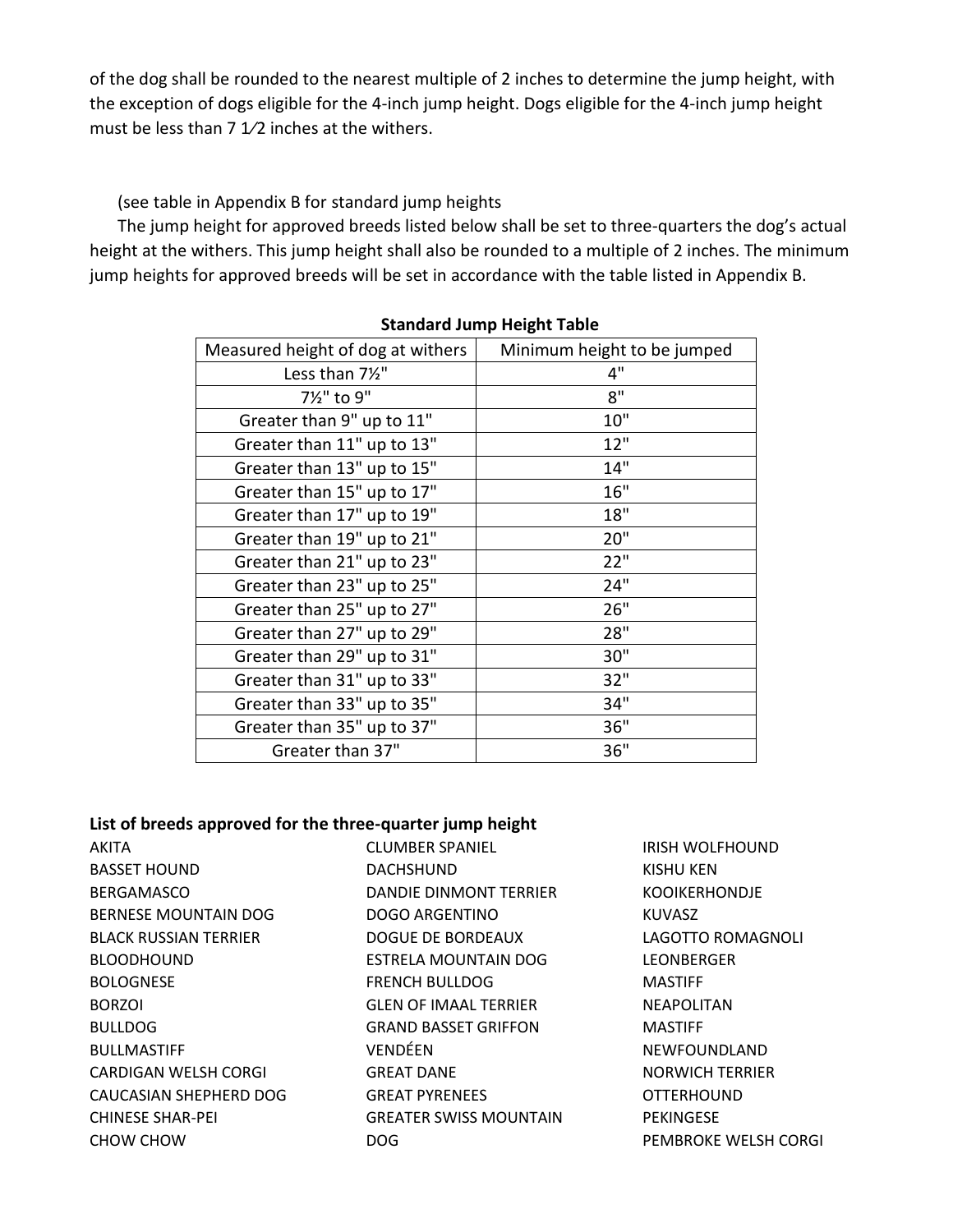of the dog shall be rounded to the nearest multiple of 2 inches to determine the jump height, with the exception of dogs eligible for the 4-inch jump height. Dogs eligible for the 4-inch jump height must be less than 7 1⁄2 inches at the withers.

(see table in Appendix B for standard jump heights

The jump height for approved breeds listed below shall be set to three-quarters the dog's actual height at the withers. This jump height shall also be rounded to a multiple of 2 inches. The minimum jump heights for approved breeds will be set in accordance with the table listed in Appendix B.

**Standard Jump Height Table**

| Measured height of dog at withers | Minimum height to be jumped |
|---|---|
| Less than 7½" | 4" |
| 7½" to 9" | 8" |
| Greater than 9" up to 11" | 10" |
| Greater than 11" up to 13" | 12" |
| Greater than 13" up to 15" | 14" |
| Greater than 15" up to 17" | 16" |
| Greater than 17" up to 19" | 18" |
| Greater than 19" up to 21" | 20" |
| Greater than 21" up to 23" | 22" |
| Greater than 23" up to 25" | 24" |
| Greater than 25" up to 27" | 26" |
| Greater than 27" up to 29" | 28" |
| Greater than 29" up to 31" | 30" |
| Greater than 31" up to 33" | 32" |
| Greater than 33" up to 35" | 34" |
| Greater than 35" up to 37" | 36" |
| Greater than 37" | 36" |

**List of breeds approved for the three-quarter jump height**

AKITA
BASSET HOUND
BERGAMASCO
BERNESE MOUNTAIN DOG
BLACK RUSSIAN TERRIER
BLOODHOUND
BOLOGNESE
BORZOI
BULLDOG
BULLMASTIFF
CARDIGAN WELSH CORGI
CAUCASIAN SHEPHERD DOG
CHINESE SHAR-PEI
CHOW CHOW
CLUMBER SPANIEL
DACHSHUND
DANDIE DINMONT TERRIER
DOGO ARGENTINO
DOGUE DE BORDEAUX
ESTRELA MOUNTAIN DOG
FRENCH BULLDOG
GLEN OF IMAAL TERRIER
GRAND BASSET GRIFFON VENDÉEN
GREAT DANE
GREAT PYRENEES
GREATER SWISS MOUNTAIN DOG
IRISH WOLFHOUND
KISHU KEN
KOOIKERHONDJE
KUVASZ
LAGOTTO ROMAGNOLI
LEONBERGER
MASTIFF
NEAPOLITAN MASTIFF
NEWFOUNDLAND
NORWICH TERRIER
OTTERHOUND
PEKINGESE
PEMBROKE WELSH CORGI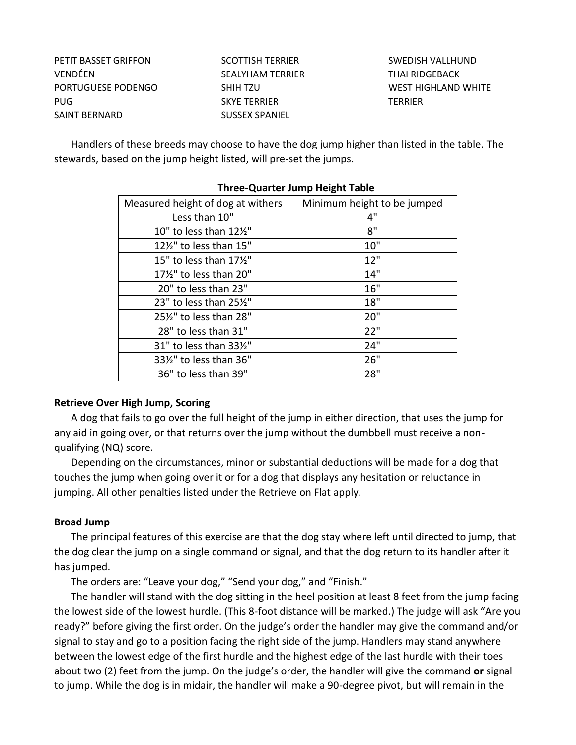PETIT BASSET GRIFFON VENDÉEN
PORTUGUESE PODENGO
PUG
SAINT BERNARD
SCOTTISH TERRIER
SEALYHAM TERRIER
SHIH TZU
SKYE TERRIER
SUSSEX SPANIEL
SWEDISH VALLHUND
THAI RIDGEBACK
WEST HIGHLAND WHITE TERRIER

Handlers of these breeds may choose to have the dog jump higher than listed in the table. The stewards, based on the jump height listed, will pre-set the jumps.

**Three-Quarter Jump Height Table**

| Measured height of dog at withers | Minimum height to be jumped |
|---|---|
| Less than 10" | 4" |
| 10" to less than 12½" | 8" |
| 12½" to less than 15" | 10" |
| 15" to less than 17½" | 12" |
| 17½" to less than 20" | 14" |
| 20" to less than 23" | 16" |
| 23" to less than 25½" | 18" |
| 25½" to less than 28" | 20" |
| 28" to less than 31" | 22" |
| 31" to less than 33½" | 24" |
| 33½" to less than 36" | 26" |
| 36" to less than 39" | 28" |

**Retrieve Over High Jump, Scoring**

A dog that fails to go over the full height of the jump in either direction, that uses the jump for any aid in going over, or that returns over the jump without the dumbbell must receive a non-qualifying (NQ) score.

Depending on the circumstances, minor or substantial deductions will be made for a dog that touches the jump when going over it or for a dog that displays any hesitation or reluctance in jumping. All other penalties listed under the Retrieve on Flat apply.

**Broad Jump**

The principal features of this exercise are that the dog stay where left until directed to jump, that the dog clear the jump on a single command or signal, and that the dog return to its handler after it has jumped.

The orders are: "Leave your dog," "Send your dog," and "Finish."

The handler will stand with the dog sitting in the heel position at least 8 feet from the jump facing the lowest side of the lowest hurdle. (This 8-foot distance will be marked.) The judge will ask "Are you ready?" before giving the first order. On the judge's order the handler may give the command and/or signal to stay and go to a position facing the right side of the jump. Handlers may stand anywhere between the lowest edge of the first hurdle and the highest edge of the last hurdle with their toes about two (2) feet from the jump. On the judge's order, the handler will give the command **or** signal to jump. While the dog is in midair, the handler will make a 90-degree pivot, but will remain in the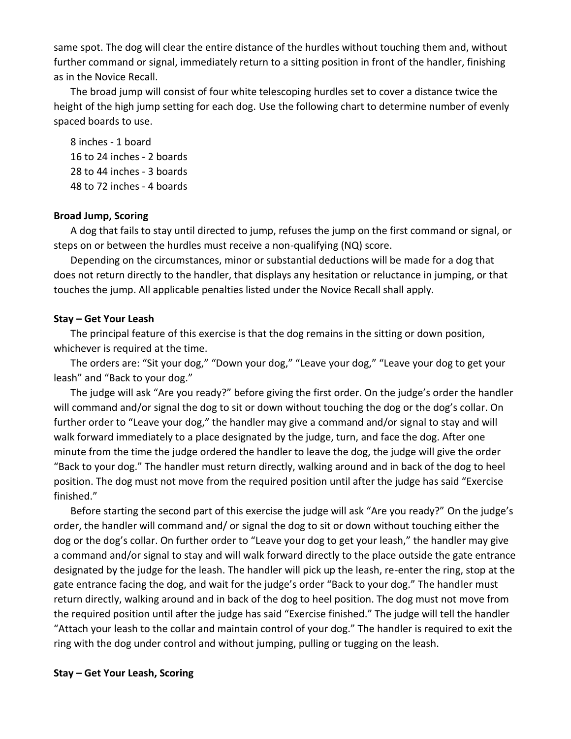same spot. The dog will clear the entire distance of the hurdles without touching them and, without further command or signal, immediately return to a sitting position in front of the handler, finishing as in the Novice Recall.

The broad jump will consist of four white telescoping hurdles set to cover a distance twice the height of the high jump setting for each dog. Use the following chart to determine number of evenly spaced boards to use.

8 inches - 1 board
16 to 24 inches - 2 boards
28 to 44 inches - 3 boards
48 to 72 inches - 4 boards

**Broad Jump, Scoring**

A dog that fails to stay until directed to jump, refuses the jump on the first command or signal, or steps on or between the hurdles must receive a non-qualifying (NQ) score.

Depending on the circumstances, minor or substantial deductions will be made for a dog that does not return directly to the handler, that displays any hesitation or reluctance in jumping, or that touches the jump. All applicable penalties listed under the Novice Recall shall apply.

**Stay – Get Your Leash**

The principal feature of this exercise is that the dog remains in the sitting or down position, whichever is required at the time.

The orders are: "Sit your dog," "Down your dog," "Leave your dog," "Leave your dog to get your leash" and "Back to your dog."

The judge will ask "Are you ready?" before giving the first order. On the judge's order the handler will command and/or signal the dog to sit or down without touching the dog or the dog's collar. On further order to "Leave your dog," the handler may give a command and/or signal to stay and will walk forward immediately to a place designated by the judge, turn, and face the dog. After one minute from the time the judge ordered the handler to leave the dog, the judge will give the order "Back to your dog." The handler must return directly, walking around and in back of the dog to heel position. The dog must not move from the required position until after the judge has said "Exercise finished."

Before starting the second part of this exercise the judge will ask "Are you ready?" On the judge's order, the handler will command and/ or signal the dog to sit or down without touching either the dog or the dog's collar. On further order to "Leave your dog to get your leash," the handler may give a command and/or signal to stay and will walk forward directly to the place outside the gate entrance designated by the judge for the leash. The handler will pick up the leash, re-enter the ring, stop at the gate entrance facing the dog, and wait for the judge's order "Back to your dog." The handler must return directly, walking around and in back of the dog to heel position. The dog must not move from the required position until after the judge has said "Exercise finished." The judge will tell the handler "Attach your leash to the collar and maintain control of your dog." The handler is required to exit the ring with the dog under control and without jumping, pulling or tugging on the leash.

**Stay – Get Your Leash, Scoring**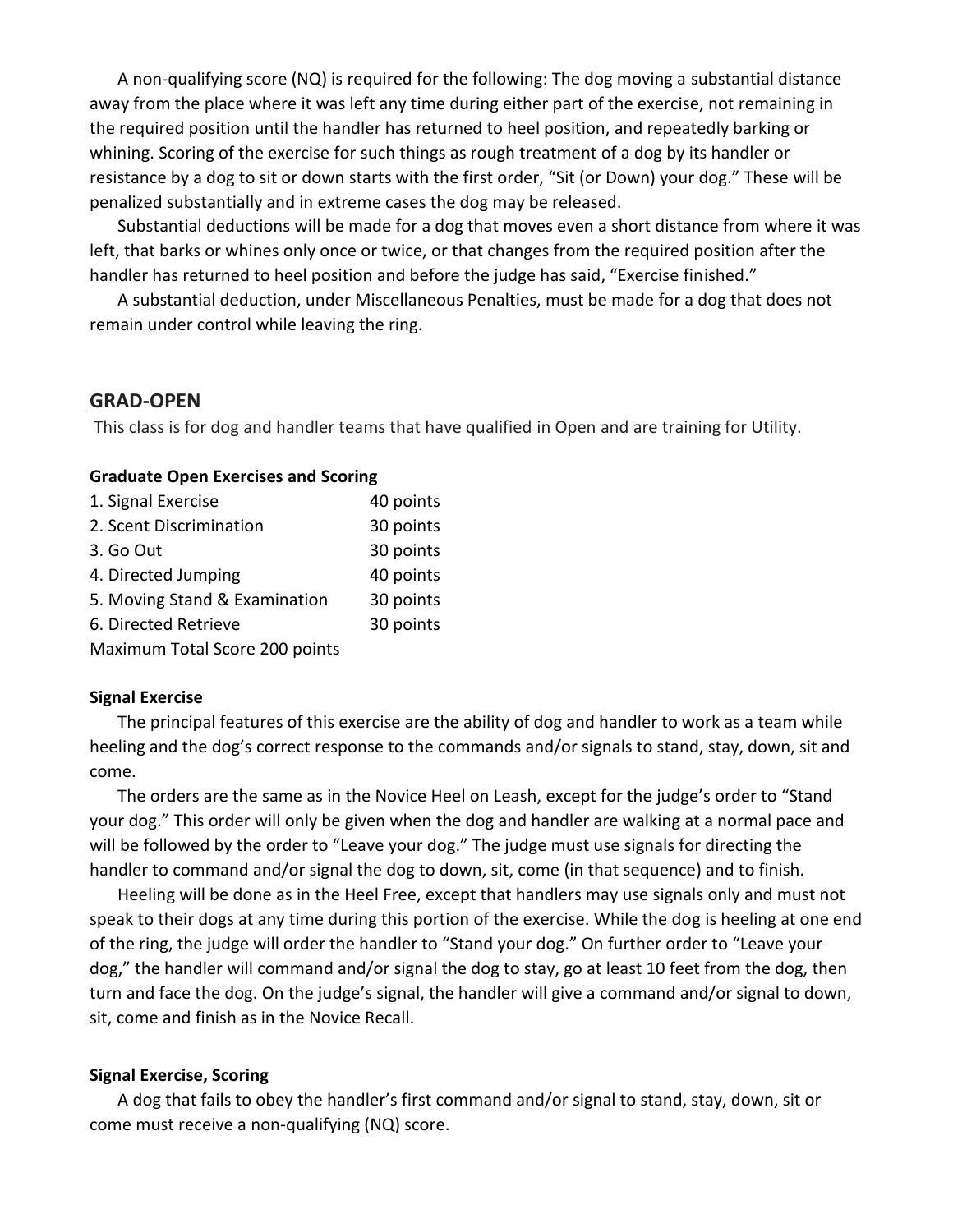A non-qualifying score (NQ) is required for the following: The dog moving a substantial distance away from the place where it was left any time during either part of the exercise, not remaining in the required position until the handler has returned to heel position, and repeatedly barking or whining. Scoring of the exercise for such things as rough treatment of a dog by its handler or resistance by a dog to sit or down starts with the first order, "Sit (or Down) your dog." These will be penalized substantially and in extreme cases the dog may be released.

Substantial deductions will be made for a dog that moves even a short distance from where it was left, that barks or whines only once or twice, or that changes from the required position after the handler has returned to heel position and before the judge has said, "Exercise finished."

A substantial deduction, under Miscellaneous Penalties, must be made for a dog that does not remain under control while leaving the ring.

## GRAD-OPEN

This class is for dog and handler teams that have qualified in Open and are training for Utility.

**Graduate Open Exercises and Scoring**

| | |
|---|---|
| 1. Signal Exercise | 40 points |
| 2. Scent Discrimination | 30 points |
| 3. Go Out | 30 points |
| 4. Directed Jumping | 40 points |
| 5. Moving Stand & Examination | 30 points |
| 6. Directed Retrieve | 30 points |
| Maximum Total Score 200 points | |

**Signal Exercise**

The principal features of this exercise are the ability of dog and handler to work as a team while heeling and the dog's correct response to the commands and/or signals to stand, stay, down, sit and come.

The orders are the same as in the Novice Heel on Leash, except for the judge's order to "Stand your dog." This order will only be given when the dog and handler are walking at a normal pace and will be followed by the order to "Leave your dog." The judge must use signals for directing the handler to command and/or signal the dog to down, sit, come (in that sequence) and to finish.

Heeling will be done as in the Heel Free, except that handlers may use signals only and must not speak to their dogs at any time during this portion of the exercise. While the dog is heeling at one end of the ring, the judge will order the handler to "Stand your dog." On further order to "Leave your dog," the handler will command and/or signal the dog to stay, go at least 10 feet from the dog, then turn and face the dog. On the judge's signal, the handler will give a command and/or signal to down, sit, come and finish as in the Novice Recall.

**Signal Exercise, Scoring**

A dog that fails to obey the handler's first command and/or signal to stand, stay, down, sit or come must receive a non-qualifying (NQ) score.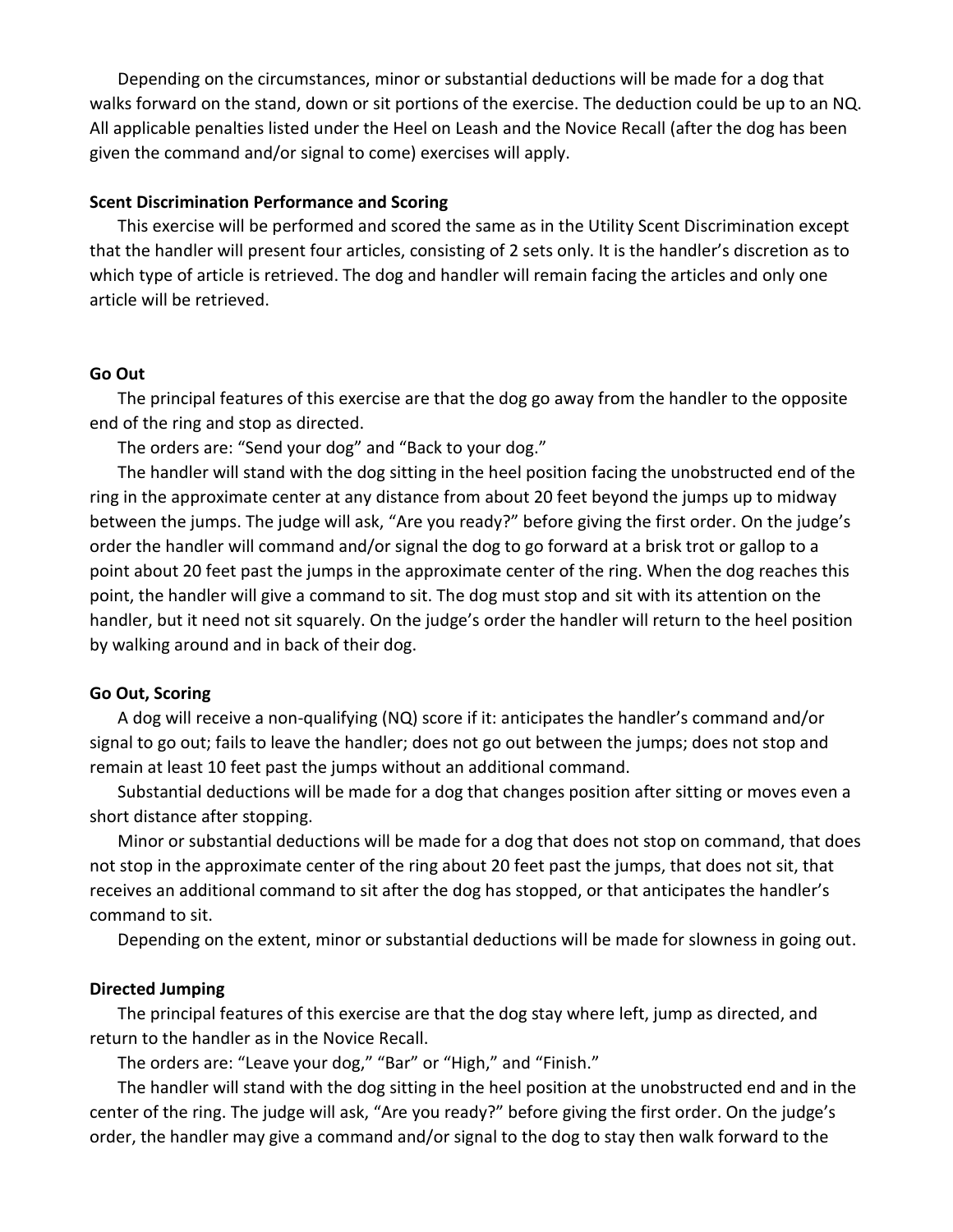Depending on the circumstances, minor or substantial deductions will be made for a dog that walks forward on the stand, down or sit portions of the exercise. The deduction could be up to an NQ. All applicable penalties listed under the Heel on Leash and the Novice Recall (after the dog has been given the command and/or signal to come) exercises will apply.

**Scent Discrimination Performance and Scoring**

This exercise will be performed and scored the same as in the Utility Scent Discrimination except that the handler will present four articles, consisting of 2 sets only. It is the handler's discretion as to which type of article is retrieved. The dog and handler will remain facing the articles and only one article will be retrieved.

**Go Out**

The principal features of this exercise are that the dog go away from the handler to the opposite end of the ring and stop as directed.

The orders are: "Send your dog" and "Back to your dog."

The handler will stand with the dog sitting in the heel position facing the unobstructed end of the ring in the approximate center at any distance from about 20 feet beyond the jumps up to midway between the jumps. The judge will ask, "Are you ready?" before giving the first order. On the judge's order the handler will command and/or signal the dog to go forward at a brisk trot or gallop to a point about 20 feet past the jumps in the approximate center of the ring. When the dog reaches this point, the handler will give a command to sit. The dog must stop and sit with its attention on the handler, but it need not sit squarely. On the judge's order the handler will return to the heel position by walking around and in back of their dog.

**Go Out, Scoring**

A dog will receive a non-qualifying (NQ) score if it: anticipates the handler's command and/or signal to go out; fails to leave the handler; does not go out between the jumps; does not stop and remain at least 10 feet past the jumps without an additional command.

Substantial deductions will be made for a dog that changes position after sitting or moves even a short distance after stopping.

Minor or substantial deductions will be made for a dog that does not stop on command, that does not stop in the approximate center of the ring about 20 feet past the jumps, that does not sit, that receives an additional command to sit after the dog has stopped, or that anticipates the handler's command to sit.

Depending on the extent, minor or substantial deductions will be made for slowness in going out.

**Directed Jumping**

The principal features of this exercise are that the dog stay where left, jump as directed, and return to the handler as in the Novice Recall.

The orders are: "Leave your dog," "Bar" or "High," and "Finish."

The handler will stand with the dog sitting in the heel position at the unobstructed end and in the center of the ring. The judge will ask, "Are you ready?" before giving the first order. On the judge's order, the handler may give a command and/or signal to the dog to stay then walk forward to the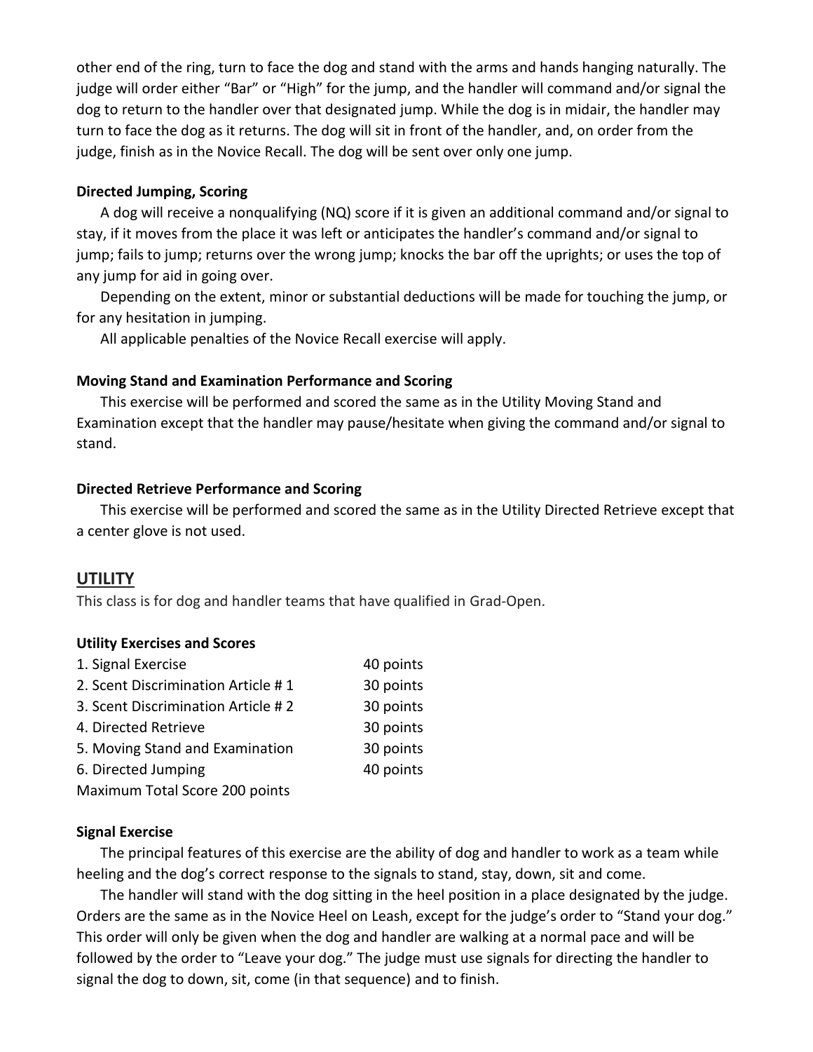other end of the ring, turn to face the dog and stand with the arms and hands hanging naturally. The judge will order either "Bar" or "High" for the jump, and the handler will command and/or signal the dog to return to the handler over that designated jump. While the dog is in midair, the handler may turn to face the dog as it returns. The dog will sit in front of the handler, and, on order from the judge, finish as in the Novice Recall. The dog will be sent over only one jump.

**Directed Jumping, Scoring**

A dog will receive a nonqualifying (NQ) score if it is given an additional command and/or signal to stay, if it moves from the place it was left or anticipates the handler's command and/or signal to jump; fails to jump; returns over the wrong jump; knocks the bar off the uprights; or uses the top of any jump for aid in going over.

Depending on the extent, minor or substantial deductions will be made for touching the jump, or for any hesitation in jumping.

All applicable penalties of the Novice Recall exercise will apply.

**Moving Stand and Examination Performance and Scoring**

This exercise will be performed and scored the same as in the Utility Moving Stand and Examination except that the handler may pause/hesitate when giving the command and/or signal to stand.

**Directed Retrieve Performance and Scoring**

This exercise will be performed and scored the same as in the Utility Directed Retrieve except that a center glove is not used.

## UTILITY

This class is for dog and handler teams that have qualified in Grad-Open.

**Utility Exercises and Scores**

| Exercise | Points |
|---|---|
| 1. Signal Exercise | 40 points |
| 2. Scent Discrimination Article # 1 | 30 points |
| 3. Scent Discrimination Article # 2 | 30 points |
| 4. Directed Retrieve | 30 points |
| 5. Moving Stand and Examination | 30 points |
| 6. Directed Jumping | 40 points |

Maximum Total Score 200 points

**Signal Exercise**

The principal features of this exercise are the ability of dog and handler to work as a team while heeling and the dog's correct response to the signals to stand, stay, down, sit and come.

The handler will stand with the dog sitting in the heel position in a place designated by the judge. Orders are the same as in the Novice Heel on Leash, except for the judge's order to "Stand your dog." This order will only be given when the dog and handler are walking at a normal pace and will be followed by the order to "Leave your dog." The judge must use signals for directing the handler to signal the dog to down, sit, come (in that sequence) and to finish.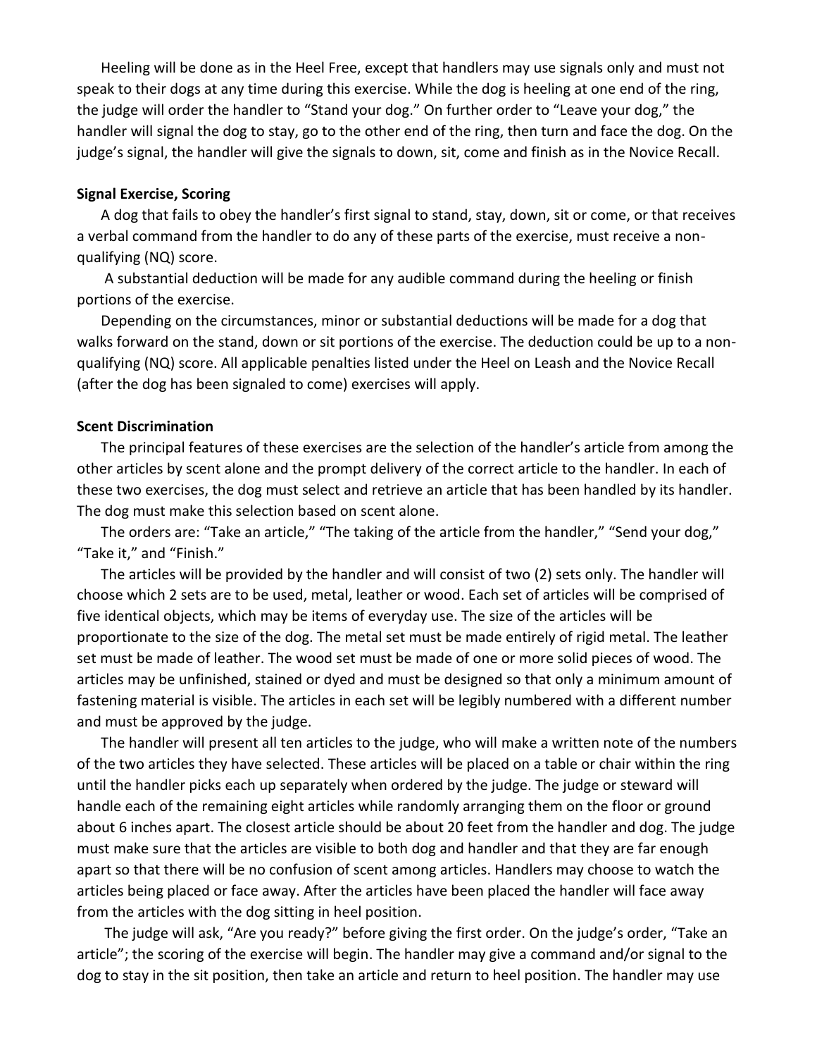Heeling will be done as in the Heel Free, except that handlers may use signals only and must not speak to their dogs at any time during this exercise. While the dog is heeling at one end of the ring, the judge will order the handler to "Stand your dog." On further order to "Leave your dog," the handler will signal the dog to stay, go to the other end of the ring, then turn and face the dog. On the judge's signal, the handler will give the signals to down, sit, come and finish as in the Novice Recall.

**Signal Exercise, Scoring**

A dog that fails to obey the handler's first signal to stand, stay, down, sit or come, or that receives a verbal command from the handler to do any of these parts of the exercise, must receive a non-qualifying (NQ) score.

A substantial deduction will be made for any audible command during the heeling or finish portions of the exercise.

Depending on the circumstances, minor or substantial deductions will be made for a dog that walks forward on the stand, down or sit portions of the exercise. The deduction could be up to a non-qualifying (NQ) score. All applicable penalties listed under the Heel on Leash and the Novice Recall (after the dog has been signaled to come) exercises will apply.

**Scent Discrimination**

The principal features of these exercises are the selection of the handler's article from among the other articles by scent alone and the prompt delivery of the correct article to the handler. In each of these two exercises, the dog must select and retrieve an article that has been handled by its handler. The dog must make this selection based on scent alone.

The orders are: "Take an article," "The taking of the article from the handler," "Send your dog," "Take it," and "Finish."

The articles will be provided by the handler and will consist of two (2) sets only. The handler will choose which 2 sets are to be used, metal, leather or wood. Each set of articles will be comprised of five identical objects, which may be items of everyday use. The size of the articles will be proportionate to the size of the dog. The metal set must be made entirely of rigid metal. The leather set must be made of leather. The wood set must be made of one or more solid pieces of wood. The articles may be unfinished, stained or dyed and must be designed so that only a minimum amount of fastening material is visible. The articles in each set will be legibly numbered with a different number and must be approved by the judge.

The handler will present all ten articles to the judge, who will make a written note of the numbers of the two articles they have selected. These articles will be placed on a table or chair within the ring until the handler picks each up separately when ordered by the judge. The judge or steward will handle each of the remaining eight articles while randomly arranging them on the floor or ground about 6 inches apart. The closest article should be about 20 feet from the handler and dog. The judge must make sure that the articles are visible to both dog and handler and that they are far enough apart so that there will be no confusion of scent among articles. Handlers may choose to watch the articles being placed or face away. After the articles have been placed the handler will face away from the articles with the dog sitting in heel position.

The judge will ask, "Are you ready?" before giving the first order. On the judge's order, "Take an article"; the scoring of the exercise will begin. The handler may give a command and/or signal to the dog to stay in the sit position, then take an article and return to heel position. The handler may use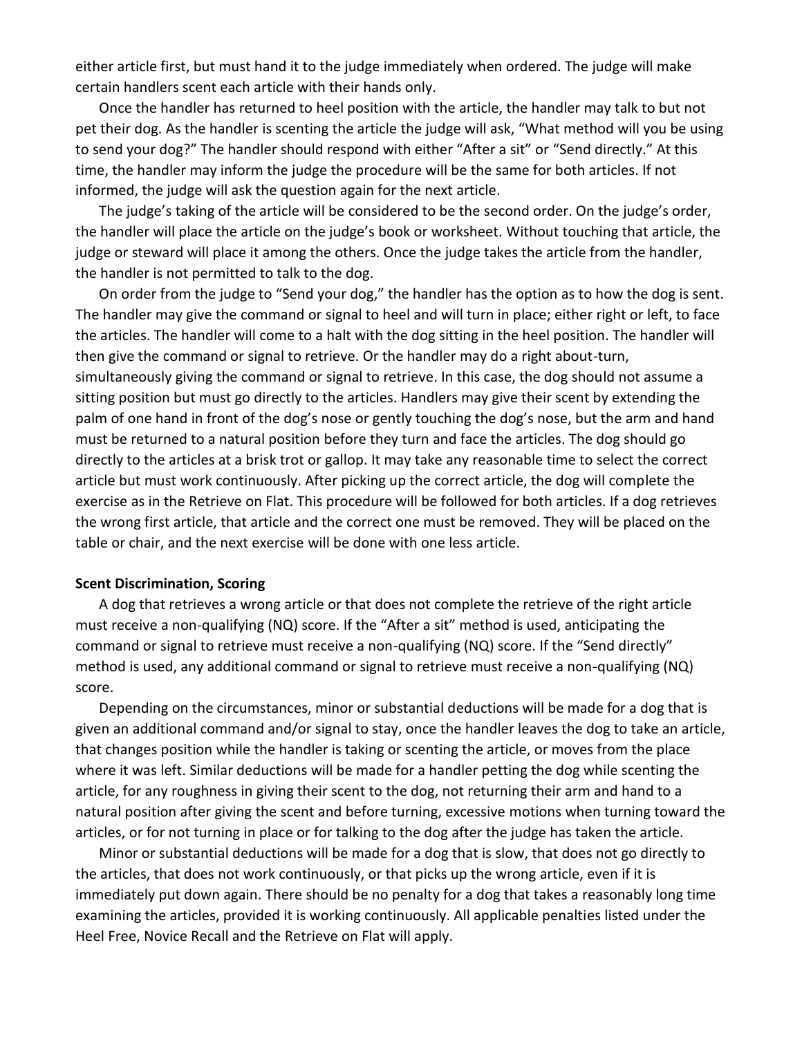either article first, but must hand it to the judge immediately when ordered. The judge will make certain handlers scent each article with their hands only.

Once the handler has returned to heel position with the article, the handler may talk to but not pet their dog. As the handler is scenting the article the judge will ask, "What method will you be using to send your dog?" The handler should respond with either "After a sit" or "Send directly." At this time, the handler may inform the judge the procedure will be the same for both articles. If not informed, the judge will ask the question again for the next article.

The judge's taking of the article will be considered to be the second order. On the judge's order, the handler will place the article on the judge's book or worksheet. Without touching that article, the judge or steward will place it among the others. Once the judge takes the article from the handler, the handler is not permitted to talk to the dog.

On order from the judge to "Send your dog," the handler has the option as to how the dog is sent. The handler may give the command or signal to heel and will turn in place; either right or left, to face the articles. The handler will come to a halt with the dog sitting in the heel position. The handler will then give the command or signal to retrieve. Or the handler may do a right about-turn, simultaneously giving the command or signal to retrieve. In this case, the dog should not assume a sitting position but must go directly to the articles. Handlers may give their scent by extending the palm of one hand in front of the dog's nose or gently touching the dog's nose, but the arm and hand must be returned to a natural position before they turn and face the articles. The dog should go directly to the articles at a brisk trot or gallop. It may take any reasonable time to select the correct article but must work continuously. After picking up the correct article, the dog will complete the exercise as in the Retrieve on Flat. This procedure will be followed for both articles. If a dog retrieves the wrong first article, that article and the correct one must be removed. They will be placed on the table or chair, and the next exercise will be done with one less article.

**Scent Discrimination, Scoring**

A dog that retrieves a wrong article or that does not complete the retrieve of the right article must receive a non-qualifying (NQ) score. If the "After a sit" method is used, anticipating the command or signal to retrieve must receive a non-qualifying (NQ) score. If the "Send directly" method is used, any additional command or signal to retrieve must receive a non-qualifying (NQ) score.

Depending on the circumstances, minor or substantial deductions will be made for a dog that is given an additional command and/or signal to stay, once the handler leaves the dog to take an article, that changes position while the handler is taking or scenting the article, or moves from the place where it was left. Similar deductions will be made for a handler petting the dog while scenting the article, for any roughness in giving their scent to the dog, not returning their arm and hand to a natural position after giving the scent and before turning, excessive motions when turning toward the articles, or for not turning in place or for talking to the dog after the judge has taken the article.

Minor or substantial deductions will be made for a dog that is slow, that does not go directly to the articles, that does not work continuously, or that picks up the wrong article, even if it is immediately put down again. There should be no penalty for a dog that takes a reasonably long time examining the articles, provided it is working continuously. All applicable penalties listed under the Heel Free, Novice Recall and the Retrieve on Flat will apply.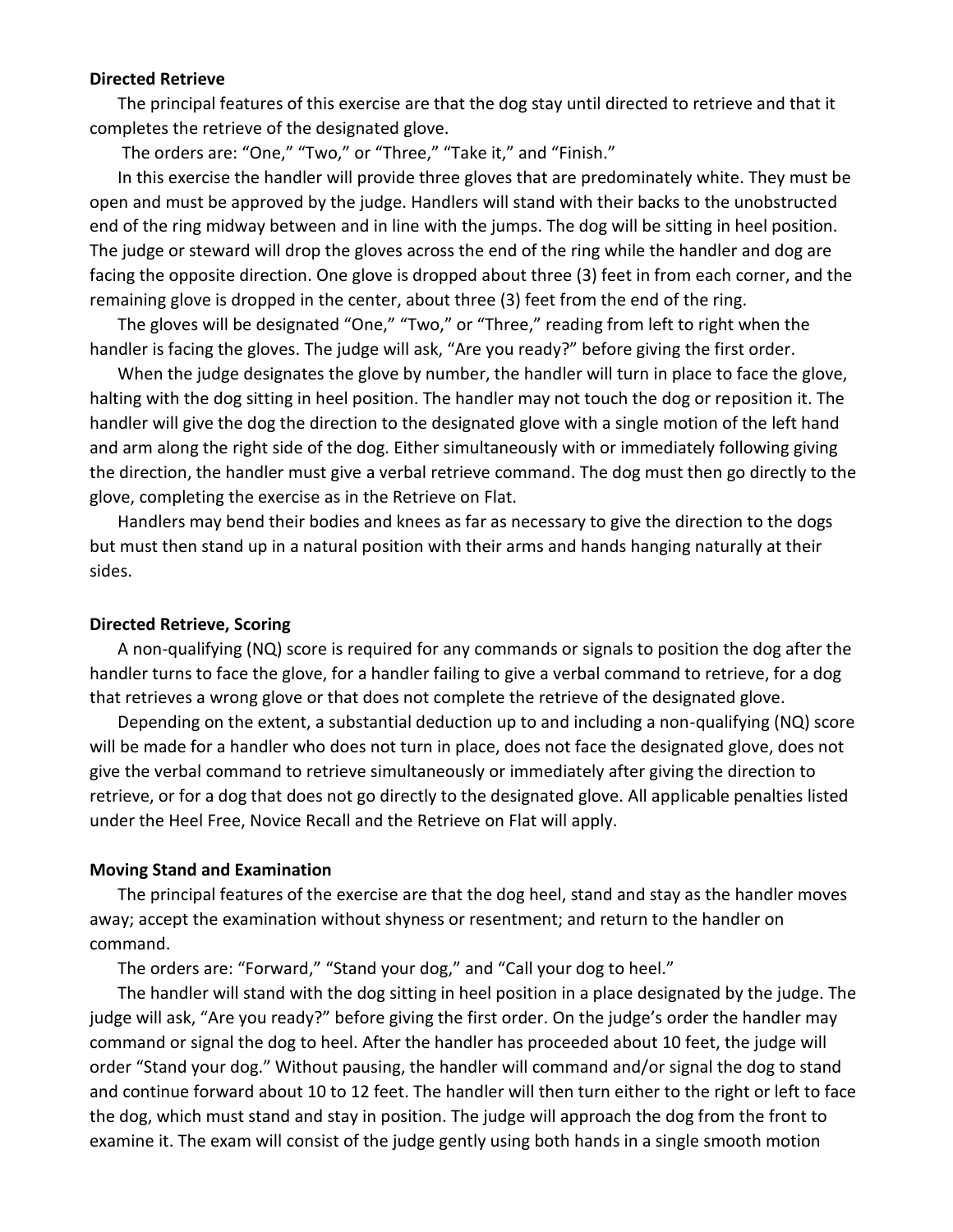**Directed Retrieve**

The principal features of this exercise are that the dog stay until directed to retrieve and that it completes the retrieve of the designated glove.

The orders are: "One," "Two," or "Three," "Take it," and "Finish."

In this exercise the handler will provide three gloves that are predominately white. They must be open and must be approved by the judge. Handlers will stand with their backs to the unobstructed end of the ring midway between and in line with the jumps. The dog will be sitting in heel position. The judge or steward will drop the gloves across the end of the ring while the handler and dog are facing the opposite direction. One glove is dropped about three (3) feet in from each corner, and the remaining glove is dropped in the center, about three (3) feet from the end of the ring.

The gloves will be designated "One," "Two," or "Three," reading from left to right when the handler is facing the gloves. The judge will ask, "Are you ready?" before giving the first order.

When the judge designates the glove by number, the handler will turn in place to face the glove, halting with the dog sitting in heel position. The handler may not touch the dog or reposition it. The handler will give the dog the direction to the designated glove with a single motion of the left hand and arm along the right side of the dog. Either simultaneously with or immediately following giving the direction, the handler must give a verbal retrieve command. The dog must then go directly to the glove, completing the exercise as in the Retrieve on Flat.

Handlers may bend their bodies and knees as far as necessary to give the direction to the dogs but must then stand up in a natural position with their arms and hands hanging naturally at their sides.

**Directed Retrieve, Scoring**

A non-qualifying (NQ) score is required for any commands or signals to position the dog after the handler turns to face the glove, for a handler failing to give a verbal command to retrieve, for a dog that retrieves a wrong glove or that does not complete the retrieve of the designated glove.

Depending on the extent, a substantial deduction up to and including a non-qualifying (NQ) score will be made for a handler who does not turn in place, does not face the designated glove, does not give the verbal command to retrieve simultaneously or immediately after giving the direction to retrieve, or for a dog that does not go directly to the designated glove. All applicable penalties listed under the Heel Free, Novice Recall and the Retrieve on Flat will apply.

**Moving Stand and Examination**

The principal features of the exercise are that the dog heel, stand and stay as the handler moves away; accept the examination without shyness or resentment; and return to the handler on command.

The orders are: "Forward," "Stand your dog," and "Call your dog to heel."

The handler will stand with the dog sitting in heel position in a place designated by the judge. The judge will ask, "Are you ready?" before giving the first order. On the judge's order the handler may command or signal the dog to heel. After the handler has proceeded about 10 feet, the judge will order "Stand your dog." Without pausing, the handler will command and/or signal the dog to stand and continue forward about 10 to 12 feet. The handler will then turn either to the right or left to face the dog, which must stand and stay in position. The judge will approach the dog from the front to examine it. The exam will consist of the judge gently using both hands in a single smooth motion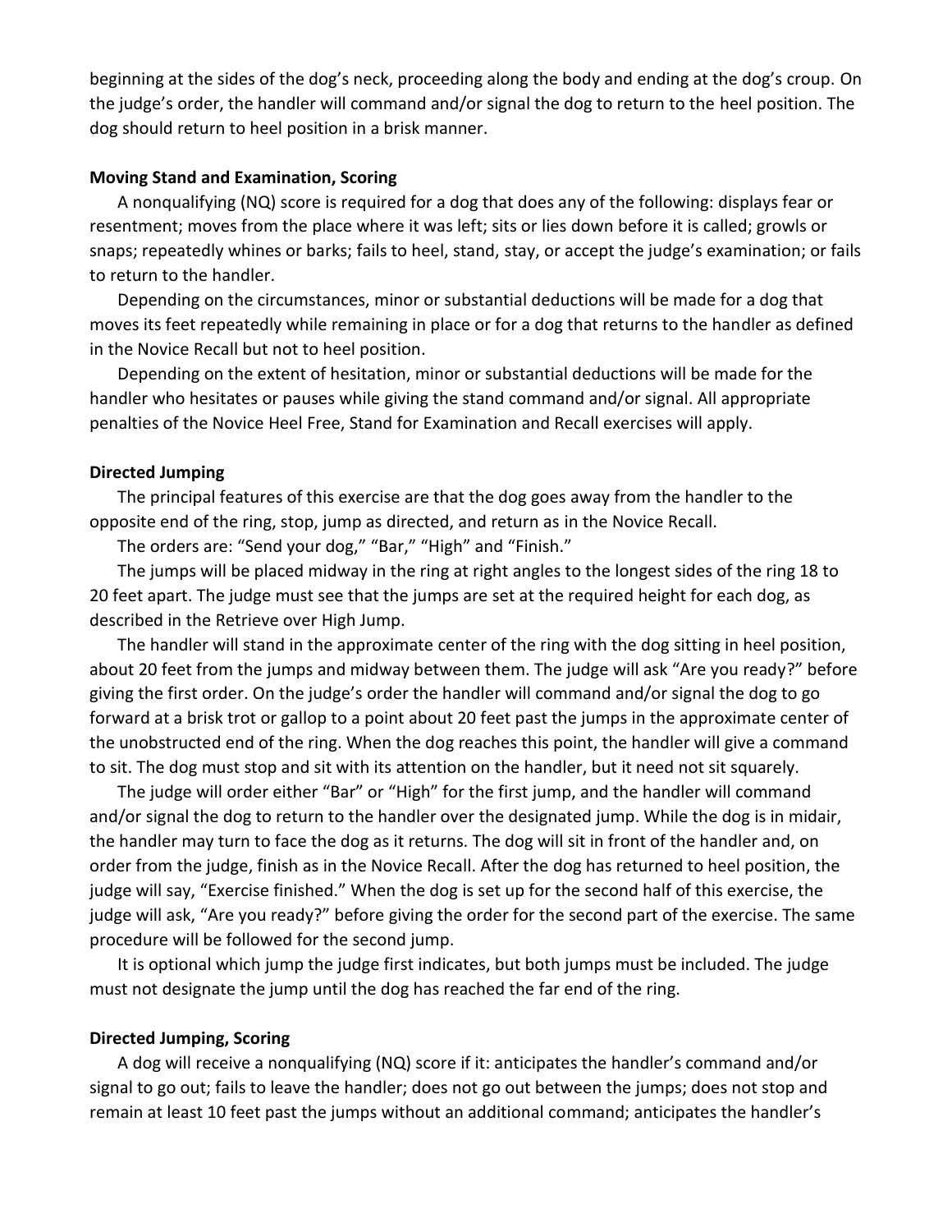beginning at the sides of the dog's neck, proceeding along the body and ending at the dog's croup. On the judge's order, the handler will command and/or signal the dog to return to the heel position. The dog should return to heel position in a brisk manner.

**Moving Stand and Examination, Scoring**

A nonqualifying (NQ) score is required for a dog that does any of the following: displays fear or resentment; moves from the place where it was left; sits or lies down before it is called; growls or snaps; repeatedly whines or barks; fails to heel, stand, stay, or accept the judge's examination; or fails to return to the handler.

Depending on the circumstances, minor or substantial deductions will be made for a dog that moves its feet repeatedly while remaining in place or for a dog that returns to the handler as defined in the Novice Recall but not to heel position.

Depending on the extent of hesitation, minor or substantial deductions will be made for the handler who hesitates or pauses while giving the stand command and/or signal. All appropriate penalties of the Novice Heel Free, Stand for Examination and Recall exercises will apply.

**Directed Jumping**

The principal features of this exercise are that the dog goes away from the handler to the opposite end of the ring, stop, jump as directed, and return as in the Novice Recall.

The orders are: "Send your dog," "Bar," "High" and "Finish."

The jumps will be placed midway in the ring at right angles to the longest sides of the ring 18 to 20 feet apart. The judge must see that the jumps are set at the required height for each dog, as described in the Retrieve over High Jump.

The handler will stand in the approximate center of the ring with the dog sitting in heel position, about 20 feet from the jumps and midway between them. The judge will ask "Are you ready?" before giving the first order. On the judge's order the handler will command and/or signal the dog to go forward at a brisk trot or gallop to a point about 20 feet past the jumps in the approximate center of the unobstructed end of the ring. When the dog reaches this point, the handler will give a command to sit. The dog must stop and sit with its attention on the handler, but it need not sit squarely.

The judge will order either "Bar" or "High" for the first jump, and the handler will command and/or signal the dog to return to the handler over the designated jump. While the dog is in midair, the handler may turn to face the dog as it returns. The dog will sit in front of the handler and, on order from the judge, finish as in the Novice Recall. After the dog has returned to heel position, the judge will say, "Exercise finished." When the dog is set up for the second half of this exercise, the judge will ask, "Are you ready?" before giving the order for the second part of the exercise. The same procedure will be followed for the second jump.

It is optional which jump the judge first indicates, but both jumps must be included. The judge must not designate the jump until the dog has reached the far end of the ring.

**Directed Jumping, Scoring**

A dog will receive a nonqualifying (NQ) score if it: anticipates the handler's command and/or signal to go out; fails to leave the handler; does not go out between the jumps; does not stop and remain at least 10 feet past the jumps without an additional command; anticipates the handler's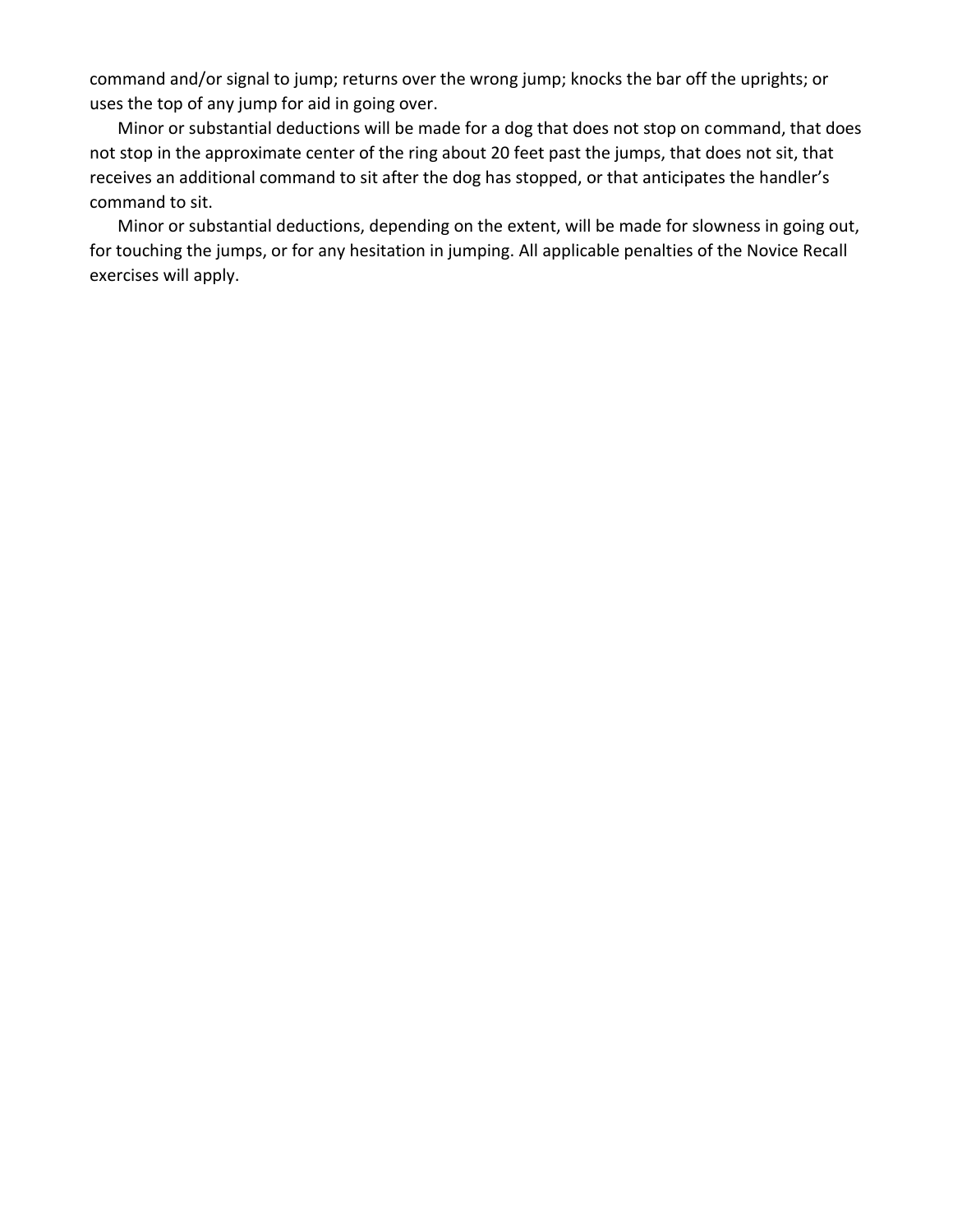command and/or signal to jump; returns over the wrong jump; knocks the bar off the uprights; or uses the top of any jump for aid in going over.

Minor or substantial deductions will be made for a dog that does not stop on command, that does not stop in the approximate center of the ring about 20 feet past the jumps, that does not sit, that receives an additional command to sit after the dog has stopped, or that anticipates the handler's command to sit.

Minor or substantial deductions, depending on the extent, will be made for slowness in going out, for touching the jumps, or for any hesitation in jumping. All applicable penalties of the Novice Recall exercises will apply.